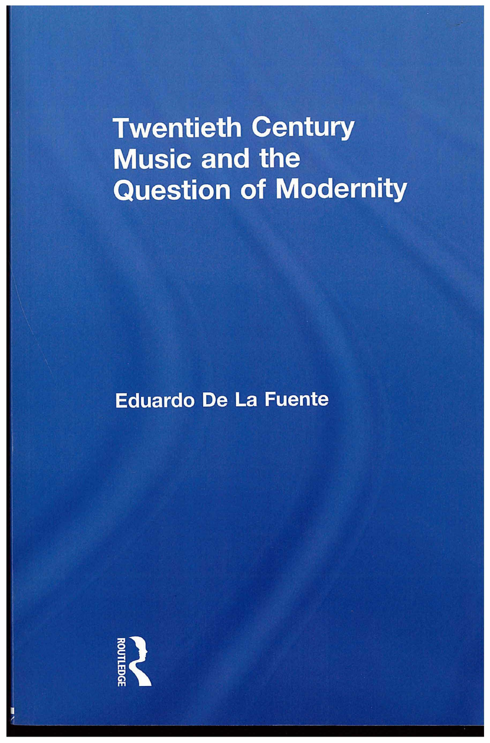# Twentieth Century Music and the Question of Modernity

Eduardo De La Fuente

ROUTLEDGE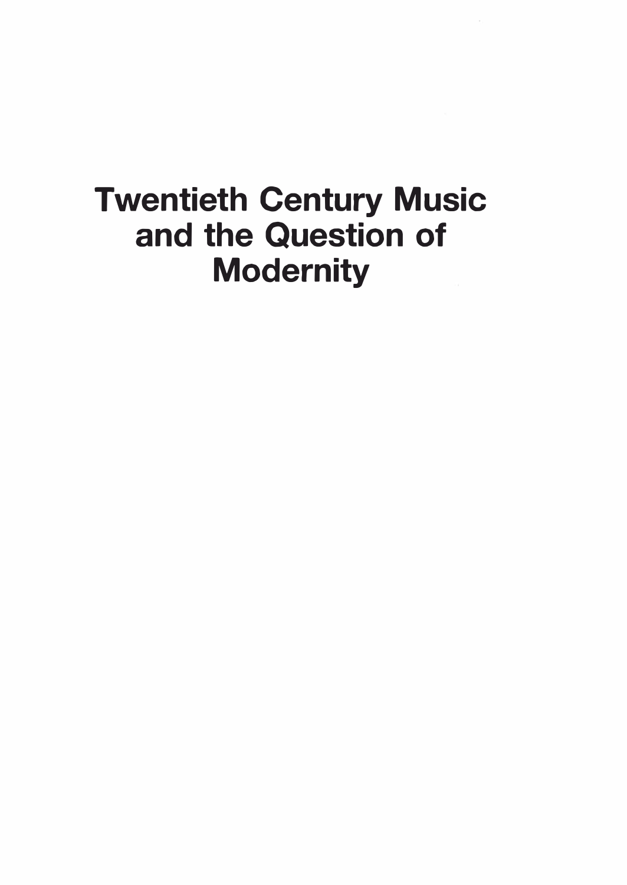# Twentieth Century Music and the Question of Modernity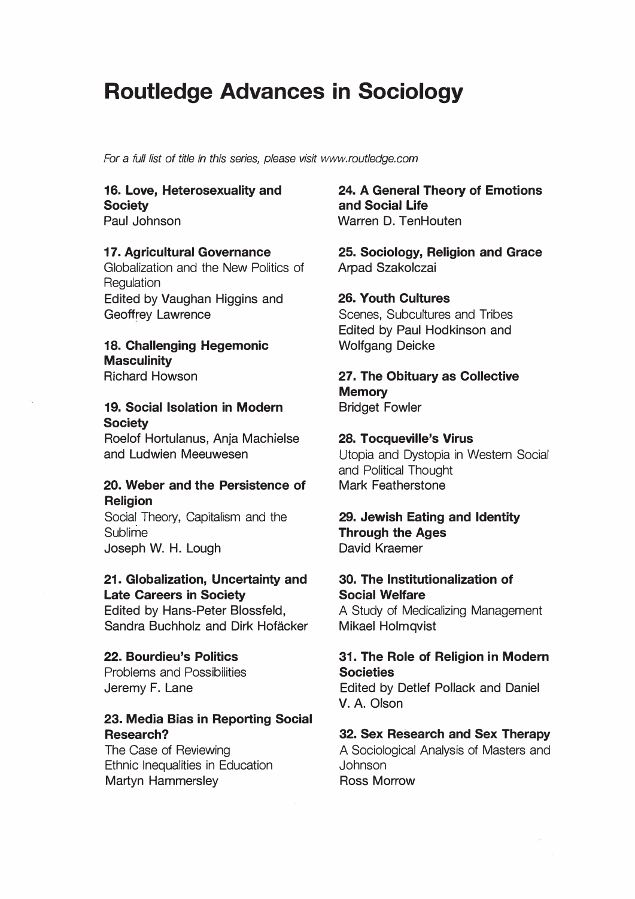# Routledge Advances in Sociology

*For a full list of title in this series, please visit www.routledge.com*

**16. Love, Heterosexuality and Society**
Paul Johnson

**17. Agricultural Governance**
Globalization and the New Politics of Regulation
Edited by Vaughan Higgins and Geoffrey Lawrence

**18. Challenging Hegemonic Masculinity**
Richard Howson

**19. Social Isolation in Modern Society**
Roelof Hortulanus, Anja Machielse and Ludwien Meeuwesen

**20. Weber and the Persistence of Religion**
Social Theory, Capitalism and the Sublime
Joseph W. H. Lough

**21. Globalization, Uncertainty and Late Careers in Society**
Edited by Hans-Peter Blossfeld, Sandra Buchholz and Dirk Hofäcker

**22. Bourdieu's Politics**
Problems and Possibilities
Jeremy F. Lane

**23. Media Bias in Reporting Social Research?**
The Case of Reviewing Ethnic Inequalities in Education
Martyn Hammersley

**24. A General Theory of Emotions and Social Life**
Warren D. TenHouten

**25. Sociology, Religion and Grace**
Arpad Szakolczai

**26. Youth Cultures**
Scenes, Subcultures and Tribes
Edited by Paul Hodkinson and Wolfgang Deicke

**27. The Obituary as Collective Memory**
Bridget Fowler

**28. Tocqueville's Virus**
Utopia and Dystopia in Western Social and Political Thought
Mark Featherstone

**29. Jewish Eating and Identity Through the Ages**
David Kraemer

**30. The Institutionalization of Social Welfare**
A Study of Medicalizing Management
Mikael Holmqvist

**31. The Role of Religion in Modern Societies**
Edited by Detlef Pollack and Daniel V. A. Olson

**32. Sex Research and Sex Therapy**
A Sociological Analysis of Masters and Johnson
Ross Morrow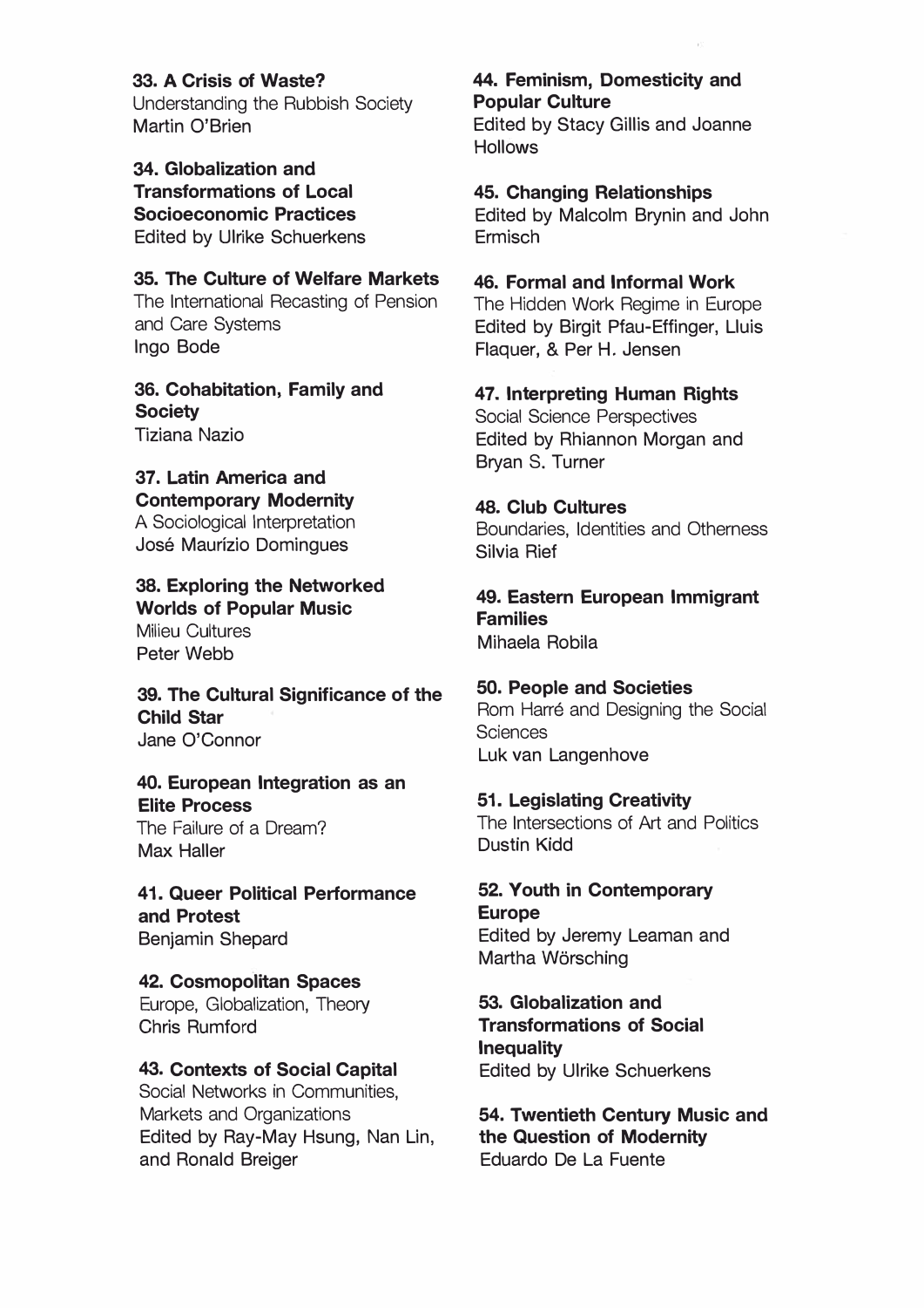**33. A Crisis of Waste?**
Understanding the Rubbish Society
Martin O'Brien

**34. Globalization and Transformations of Local Socioeconomic Practices**
Edited by Ulrike Schuerkens

**35. The Culture of Welfare Markets**
The International Recasting of Pension and Care Systems
Ingo Bode

**36. Cohabitation, Family and Society**
Tiziana Nazio

**37. Latin America and Contemporary Modernity**
A Sociological Interpretation
José Maurízio Domingues

**38. Exploring the Networked Worlds of Popular Music**
Milieu Cultures
Peter Webb

**39. The Cultural Significance of the Child Star**
Jane O'Connor

**40. European Integration as an Elite Process**
The Failure of a Dream?
Max Haller

**41. Queer Political Performance and Protest**
Benjamin Shepard

**42. Cosmopolitan Spaces**
Europe, Globalization, Theory
Chris Rumford

**43. Contexts of Social Capital**
Social Networks in Communities, Markets and Organizations
Edited by Ray-May Hsung, Nan Lin, and Ronald Breiger

**44. Feminism, Domesticity and Popular Culture**
Edited by Stacy Gillis and Joanne Hollows

**45. Changing Relationships**
Edited by Malcolm Brynin and John Ermisch

**46. Formal and Informal Work**
The Hidden Work Regime in Europe
Edited by Birgit Pfau-Effinger, Lluis Flaquer, & Per H. Jensen

**47. Interpreting Human Rights**
Social Science Perspectives
Edited by Rhiannon Morgan and Bryan S. Turner

**48. Club Cultures**
Boundaries, Identities and Otherness
Silvia Rief

**49. Eastern European Immigrant Families**
Mihaela Robila

**50. People and Societies**
Rom Harré and Designing the Social Sciences
Luk van Langenhove

**51. Legislating Creativity**
The Intersections of Art and Politics
Dustin Kidd

**52. Youth in Contemporary Europe**
Edited by Jeremy Leaman and Martha Wörsching

**53. Globalization and Transformations of Social Inequality**
Edited by Ulrike Schuerkens

**54. Twentieth Century Music and the Question of Modernity**
Eduardo De La Fuente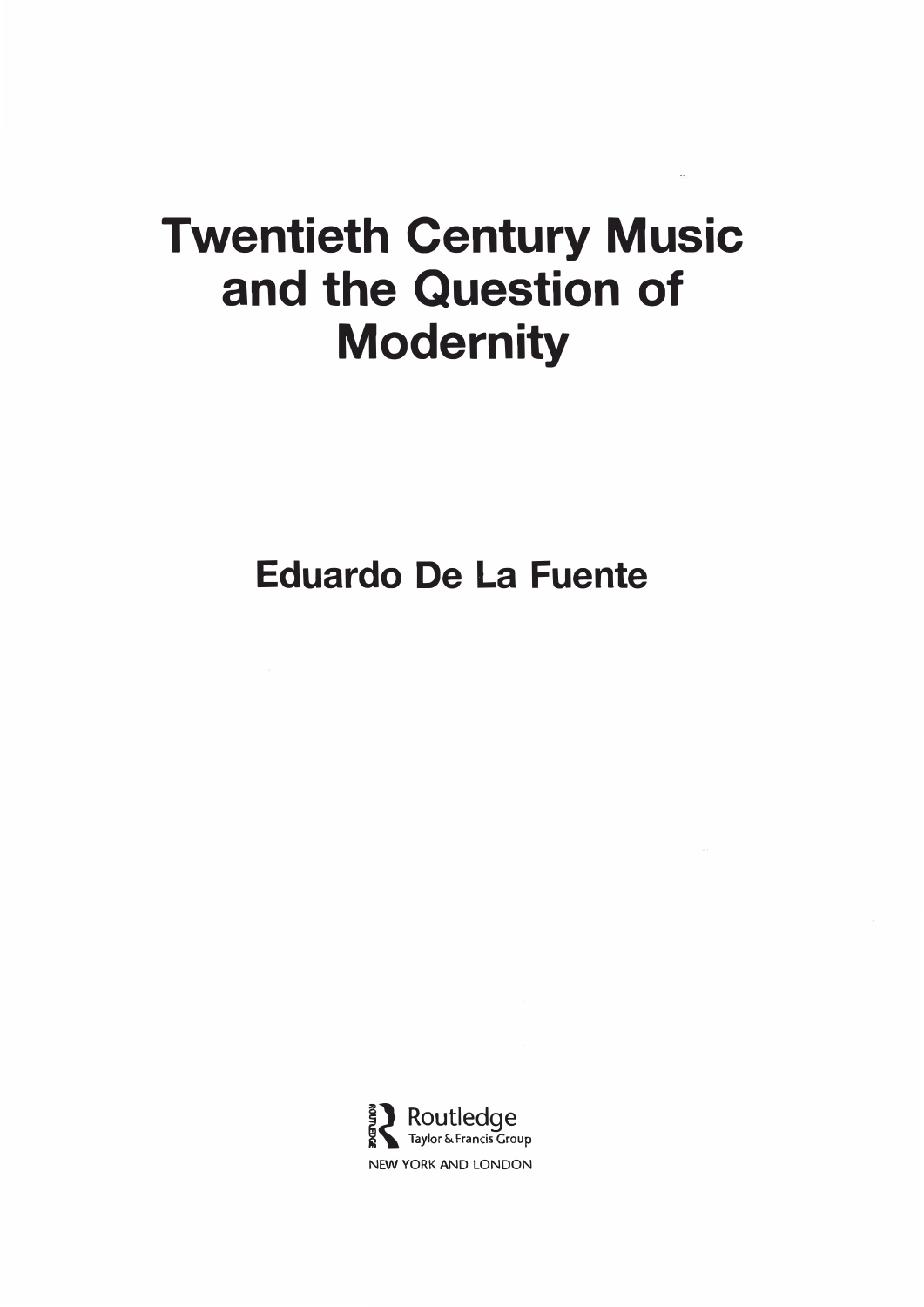# Twentieth Century Music and the Question of Modernity

**Eduardo De La Fuente**

Routledge
Taylor & Francis Group
NEW YORK AND LONDON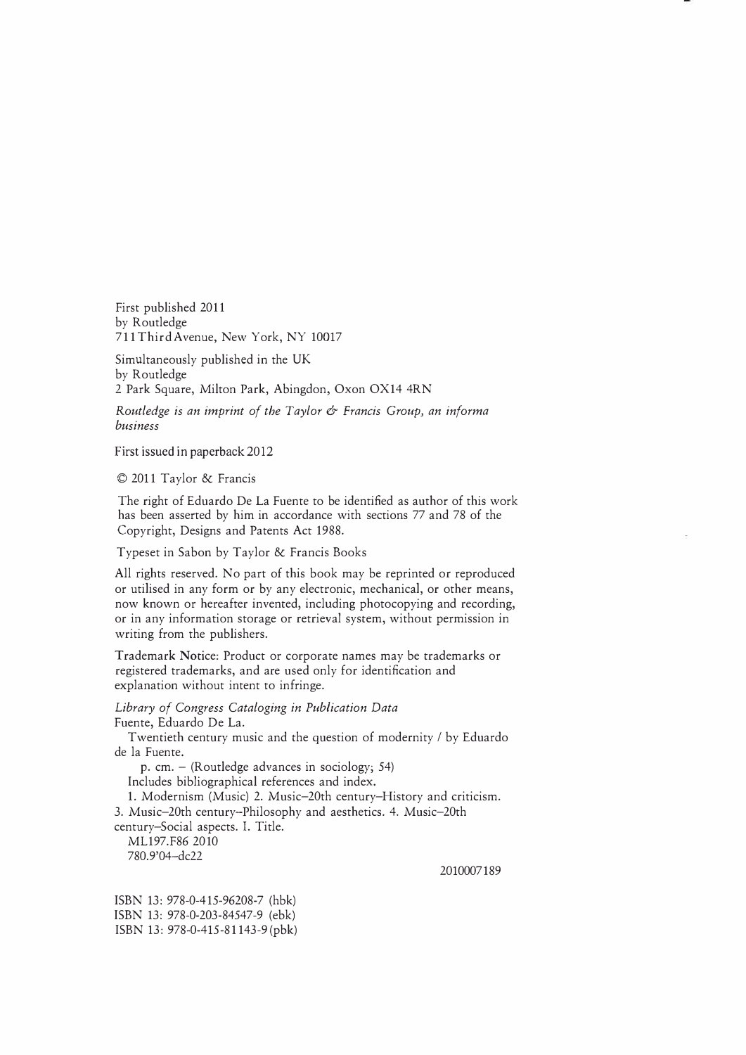First published 2011
by Routledge
711 Third Avenue, New York, NY 10017

Simultaneously published in the UK
by Routledge
2 Park Square, Milton Park, Abingdon, Oxon OX14 4RN

*Routledge is an imprint of the Taylor & Francis Group, an informa business*

First issued in paperback 2012

© 2011 Taylor & Francis

The right of Eduardo De La Fuente to be identified as author of this work has been asserted by him in accordance with sections 77 and 78 of the Copyright, Designs and Patents Act 1988.

Typeset in Sabon by Taylor & Francis Books

All rights reserved. No part of this book may be reprinted or reproduced or utilised in any form or by any electronic, mechanical, or other means, now known or hereafter invented, including photocopying and recording, or in any information storage or retrieval system, without permission in writing from the publishers.

Trademark Notice: Product or corporate names may be trademarks or registered trademarks, and are used only for identification and explanation without intent to infringe.

*Library of Congress Cataloging in Publication Data*
Fuente, Eduardo De La.
Twentieth century music and the question of modernity / by Eduardo de la Fuente.
p. cm. – (Routledge advances in sociology; 54)
Includes bibliographical references and index.
1. Modernism (Music) 2. Music–20th century–History and criticism.
3. Music–20th century–Philosophy and aesthetics. 4. Music–20th century–Social aspects. I. Title.
ML197.F86 2010
780.9'04–dc22

2010007189

ISBN 13: 978-0-415-96208-7 (hbk)
ISBN 13: 978-0-203-84547-9 (ebk)
ISBN 13: 978-0-415-81143-9 (pbk)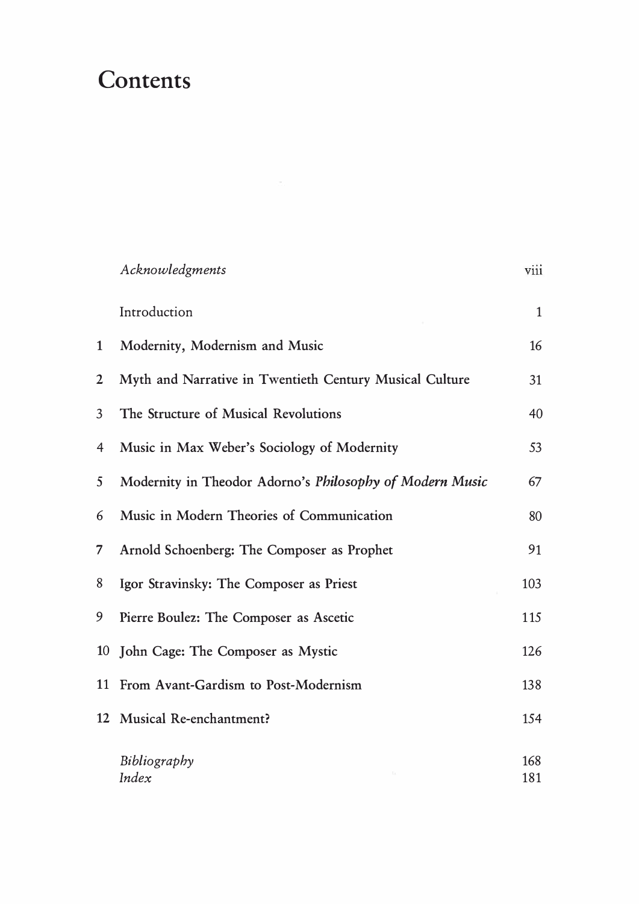# Contents

| | | |
|---|---|---|
| | *Acknowledgments* | viii |
| | Introduction | 1 |
| 1 | Modernity, Modernism and Music | 16 |
| 2 | Myth and Narrative in Twentieth Century Musical Culture | 31 |
| 3 | The Structure of Musical Revolutions | 40 |
| 4 | Music in Max Weber's Sociology of Modernity | 53 |
| 5 | Modernity in Theodor Adorno's *Philosophy of Modern Music* | 67 |
| 6 | Music in Modern Theories of Communication | 80 |
| 7 | Arnold Schoenberg: The Composer as Prophet | 91 |
| 8 | Igor Stravinsky: The Composer as Priest | 103 |
| 9 | Pierre Boulez: The Composer as Ascetic | 115 |
| 10 | John Cage: The Composer as Mystic | 126 |
| 11 | From Avant-Gardism to Post-Modernism | 138 |
| 12 | Musical Re-enchantment? | 154 |
| | *Bibliography* | 168 |
| | *Index* | 181 |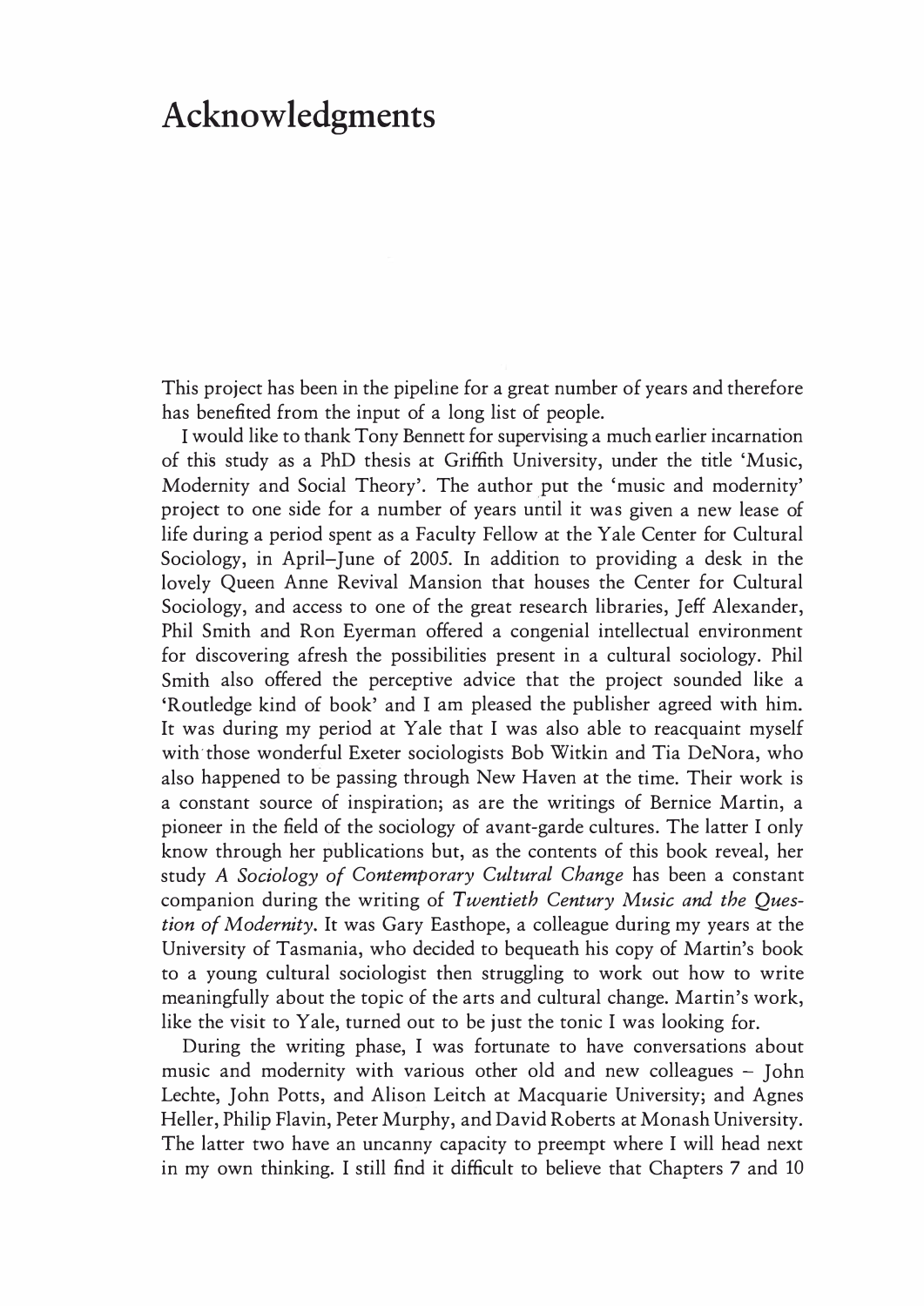# Acknowledgments

This project has been in the pipeline for a great number of years and therefore has benefited from the input of a long list of people.

I would like to thank Tony Bennett for supervising a much earlier incarnation of this study as a PhD thesis at Griffith University, under the title 'Music, Modernity and Social Theory'. The author put the 'music and modernity' project to one side for a number of years until it was given a new lease of life during a period spent as a Faculty Fellow at the Yale Center for Cultural Sociology, in April–June of 2005. In addition to providing a desk in the lovely Queen Anne Revival Mansion that houses the Center for Cultural Sociology, and access to one of the great research libraries, Jeff Alexander, Phil Smith and Ron Eyerman offered a congenial intellectual environment for discovering afresh the possibilities present in a cultural sociology. Phil Smith also offered the perceptive advice that the project sounded like a 'Routledge kind of book' and I am pleased the publisher agreed with him. It was during my period at Yale that I was also able to reacquaint myself with those wonderful Exeter sociologists Bob Witkin and Tia DeNora, who also happened to be passing through New Haven at the time. Their work is a constant source of inspiration; as are the writings of Bernice Martin, a pioneer in the field of the sociology of avant-garde cultures. The latter I only know through her publications but, as the contents of this book reveal, her study *A Sociology of Contemporary Cultural Change* has been a constant companion during the writing of *Twentieth Century Music and the Question of Modernity*. It was Gary Easthope, a colleague during my years at the University of Tasmania, who decided to bequeath his copy of Martin's book to a young cultural sociologist then struggling to work out how to write meaningfully about the topic of the arts and cultural change. Martin's work, like the visit to Yale, turned out to be just the tonic I was looking for.

During the writing phase, I was fortunate to have conversations about music and modernity with various other old and new colleagues – John Lechte, John Potts, and Alison Leitch at Macquarie University; and Agnes Heller, Philip Flavin, Peter Murphy, and David Roberts at Monash University. The latter two have an uncanny capacity to preempt where I will head next in my own thinking. I still find it difficult to believe that Chapters 7 and 10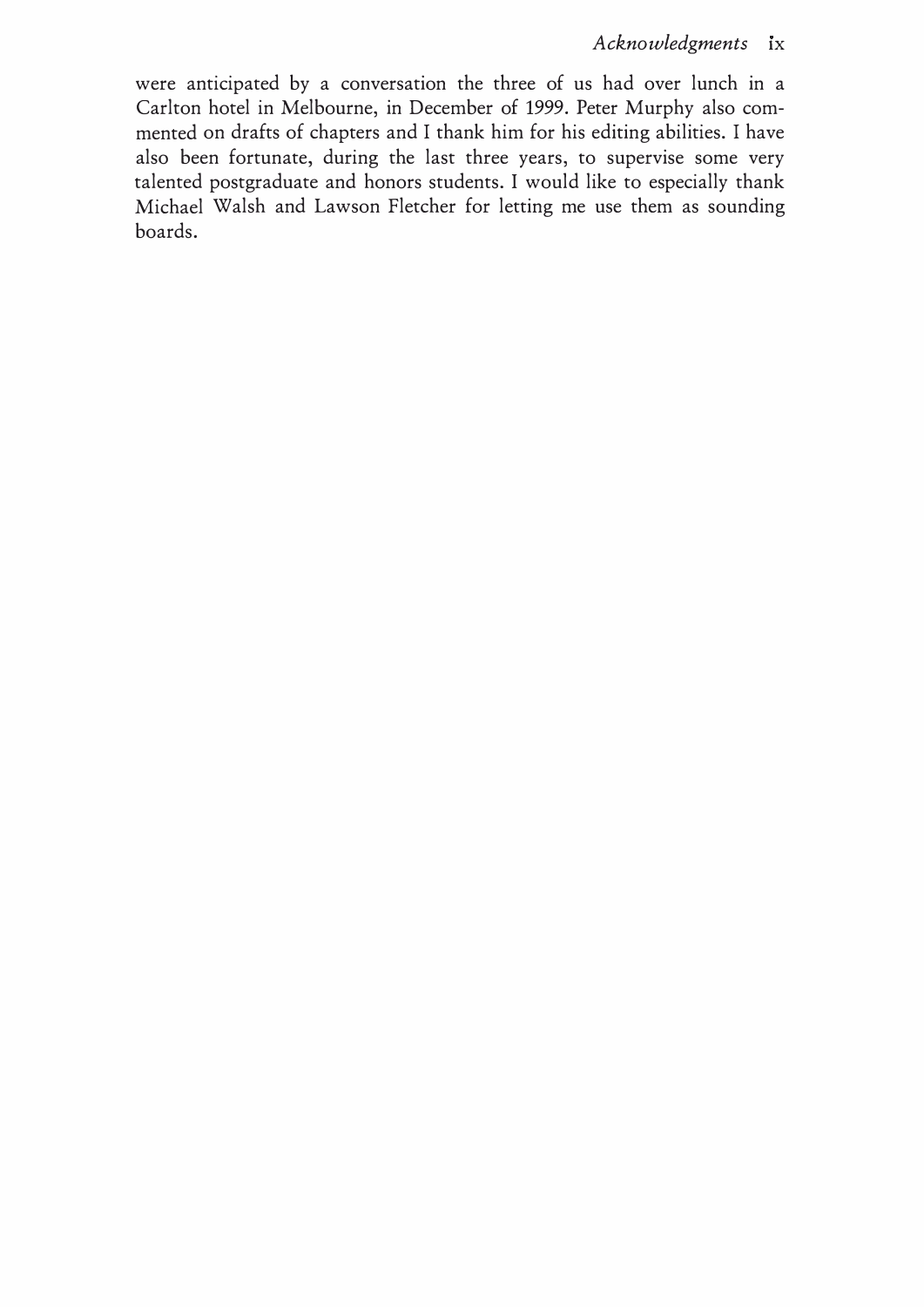were anticipated by a conversation the three of us had over lunch in a Carlton hotel in Melbourne, in December of 1999. Peter Murphy also commented on drafts of chapters and I thank him for his editing abilities. I have also been fortunate, during the last three years, to supervise some very talented postgraduate and honors students. I would like to especially thank Michael Walsh and Lawson Fletcher for letting me use them as sounding boards.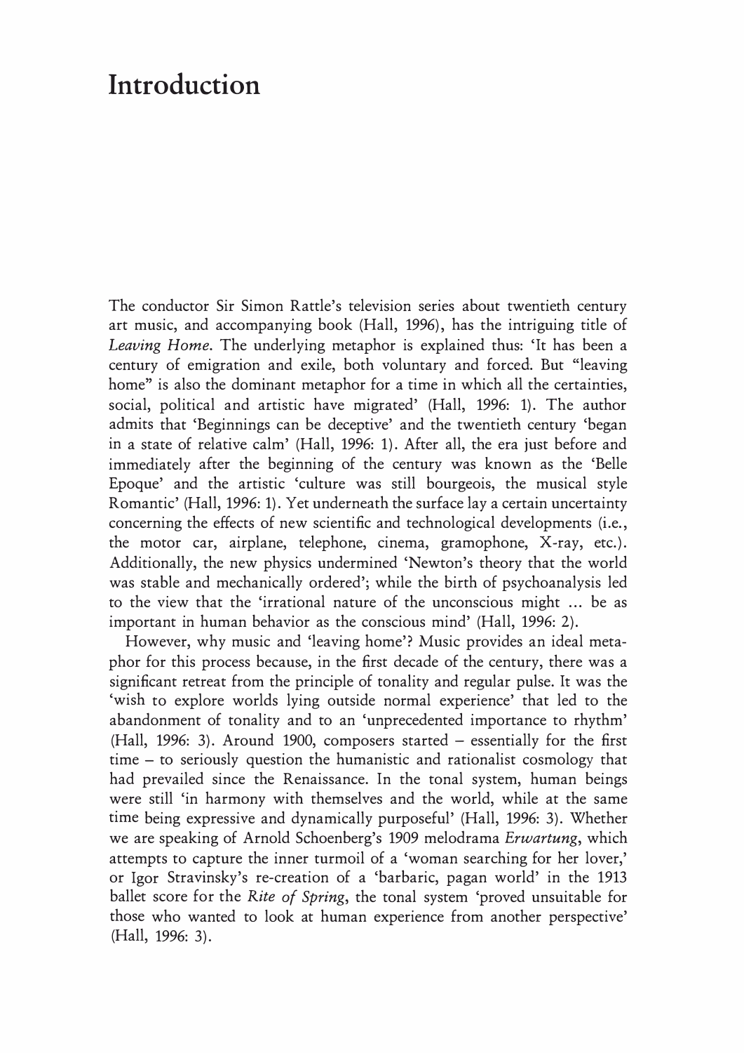# Introduction

The conductor Sir Simon Rattle's television series about twentieth century art music, and accompanying book (Hall, 1996), has the intriguing title of *Leaving Home*. The underlying metaphor is explained thus: 'It has been a century of emigration and exile, both voluntary and forced. But "leaving home" is also the dominant metaphor for a time in which all the certainties, social, political and artistic have migrated' (Hall, 1996: 1). The author admits that 'Beginnings can be deceptive' and the twentieth century 'began in a state of relative calm' (Hall, 1996: 1). After all, the era just before and immediately after the beginning of the century was known as the 'Belle Epoque' and the artistic 'culture was still bourgeois, the musical style Romantic' (Hall, 1996: 1). Yet underneath the surface lay a certain uncertainty concerning the effects of new scientific and technological developments (i.e., the motor car, airplane, telephone, cinema, gramophone, X-ray, etc.). Additionally, the new physics undermined 'Newton's theory that the world was stable and mechanically ordered'; while the birth of psychoanalysis led to the view that the 'irrational nature of the unconscious might ... be as important in human behavior as the conscious mind' (Hall, 1996: 2).

However, why music and 'leaving home'? Music provides an ideal metaphor for this process because, in the first decade of the century, there was a significant retreat from the principle of tonality and regular pulse. It was the 'wish to explore worlds lying outside normal experience' that led to the abandonment of tonality and to an 'unprecedented importance to rhythm' (Hall, 1996: 3). Around 1900, composers started – essentially for the first time – to seriously question the humanistic and rationalist cosmology that had prevailed since the Renaissance. In the tonal system, human beings were still 'in harmony with themselves and the world, while at the same time being expressive and dynamically purposeful' (Hall, 1996: 3). Whether we are speaking of Arnold Schoenberg's 1909 melodrama *Erwartung*, which attempts to capture the inner turmoil of a 'woman searching for her lover,' or Igor Stravinsky's re-creation of a 'barbaric, pagan world' in the 1913 ballet score for the *Rite of Spring*, the tonal system 'proved unsuitable for those who wanted to look at human experience from another perspective' (Hall, 1996: 3).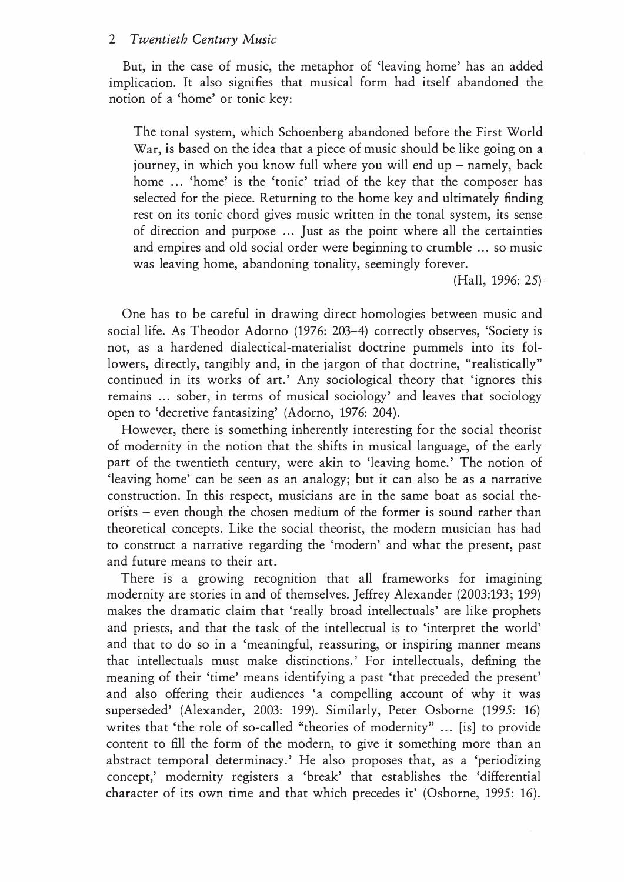But, in the case of music, the metaphor of 'leaving home' has an added implication. It also signifies that musical form had itself abandoned the notion of a 'home' or tonic key:

> The tonal system, which Schoenberg abandoned before the First World War, is based on the idea that a piece of music should be like going on a journey, in which you know full where you will end up – namely, back home ... 'home' is the 'tonic' triad of the key that the composer has selected for the piece. Returning to the home key and ultimately finding rest on its tonic chord gives music written in the tonal system, its sense of direction and purpose ... Just as the point where all the certainties and empires and old social order were beginning to crumble ... so music was leaving home, abandoning tonality, seemingly forever.
>
> (Hall, 1996: 25)

One has to be careful in drawing direct homologies between music and social life. As Theodor Adorno (1976: 203–4) correctly observes, 'Society is not, as a hardened dialectical-materialist doctrine pummels into its followers, directly, tangibly and, in the jargon of that doctrine, "realistically" continued in its works of art.' Any sociological theory that 'ignores this remains ... sober, in terms of musical sociology' and leaves that sociology open to 'decretive fantasizing' (Adorno, 1976: 204).

However, there is something inherently interesting for the social theorist of modernity in the notion that the shifts in musical language, of the early part of the twentieth century, were akin to 'leaving home.' The notion of 'leaving home' can be seen as an analogy; but it can also be as a narrative construction. In this respect, musicians are in the same boat as social theorists – even though the chosen medium of the former is sound rather than theoretical concepts. Like the social theorist, the modern musician has had to construct a narrative regarding the 'modern' and what the present, past and future means to their art.

There is a growing recognition that all frameworks for imagining modernity are stories in and of themselves. Jeffrey Alexander (2003:193; 199) makes the dramatic claim that 'really broad intellectuals' are like prophets and priests, and that the task of the intellectual is to 'interpret the world' and that to do so in a 'meaningful, reassuring, or inspiring manner means that intellectuals must make distinctions.' For intellectuals, defining the meaning of their 'time' means identifying a past 'that preceded the present' and also offering their audiences 'a compelling account of why it was superseded' (Alexander, 2003: 199). Similarly, Peter Osborne (1995: 16) writes that 'the role of so-called "theories of modernity" ... [is] to provide content to fill the form of the modern, to give it something more than an abstract temporal determinacy.' He also proposes that, as a 'periodizing concept,' modernity registers a 'break' that establishes the 'differential character of its own time and that which precedes it' (Osborne, 1995: 16).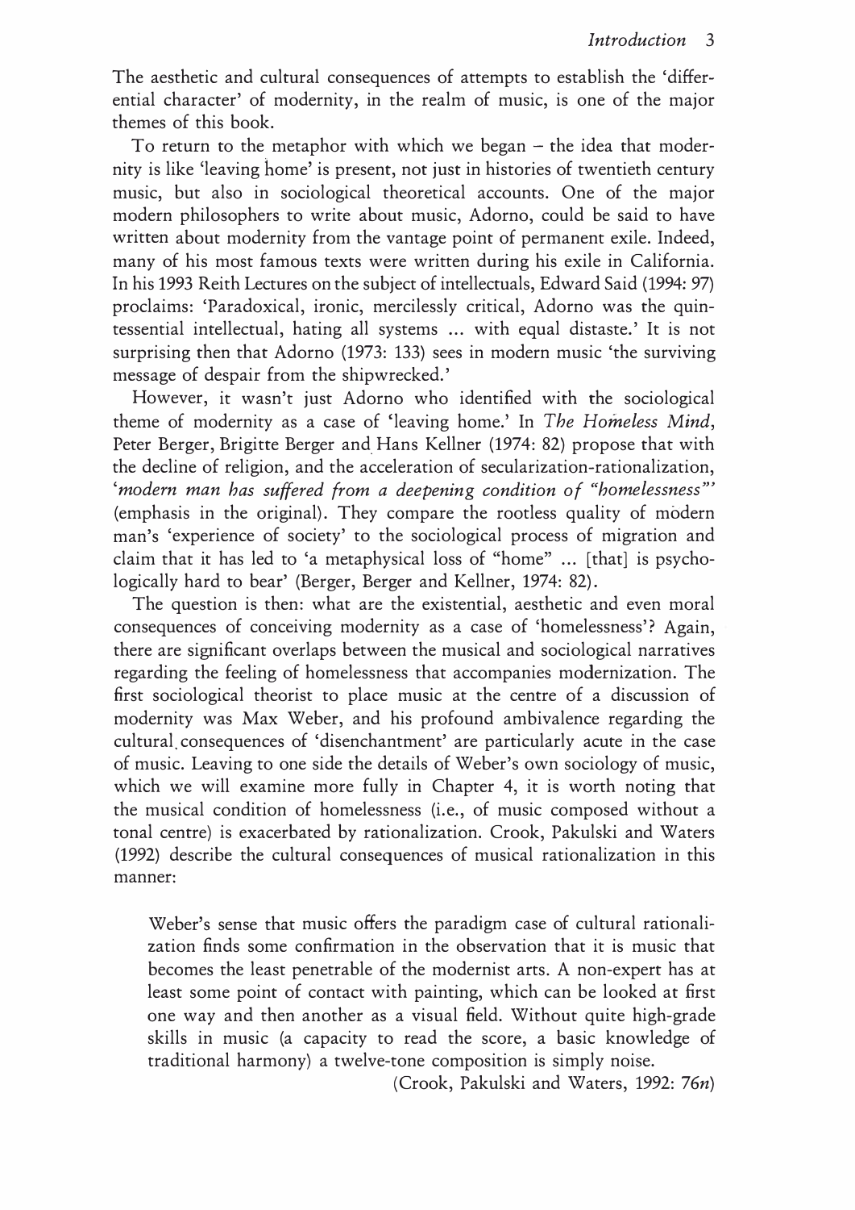The aesthetic and cultural consequences of attempts to establish the 'differential character' of modernity, in the realm of music, is one of the major themes of this book.

To return to the metaphor with which we began – the idea that modernity is like 'leaving home' is present, not just in histories of twentieth century music, but also in sociological theoretical accounts. One of the major modern philosophers to write about music, Adorno, could be said to have written about modernity from the vantage point of permanent exile. Indeed, many of his most famous texts were written during his exile in California. In his 1993 Reith Lectures on the subject of intellectuals, Edward Said (1994: 97) proclaims: 'Paradoxical, ironic, mercilessly critical, Adorno was the quintessential intellectual, hating all systems ... with equal distaste.' It is not surprising then that Adorno (1973: 133) sees in modern music 'the surviving message of despair from the shipwrecked.'

However, it wasn't just Adorno who identified with the sociological theme of modernity as a case of 'leaving home.' In *The Homeless Mind*, Peter Berger, Brigitte Berger and Hans Kellner (1974: 82) propose that with the decline of religion, and the acceleration of secularization-rationalization, '*modern man has suffered from a deepening condition of "homelessness"*' (emphasis in the original). They compare the rootless quality of modern man's 'experience of society' to the sociological process of migration and claim that it has led to 'a metaphysical loss of "home" ... [that] is psychologically hard to bear' (Berger, Berger and Kellner, 1974: 82).

The question is then: what are the existential, aesthetic and even moral consequences of conceiving modernity as a case of 'homelessness'? Again, there are significant overlaps between the musical and sociological narratives regarding the feeling of homelessness that accompanies modernization. The first sociological theorist to place music at the centre of a discussion of modernity was Max Weber, and his profound ambivalence regarding the cultural consequences of 'disenchantment' are particularly acute in the case of music. Leaving to one side the details of Weber's own sociology of music, which we will examine more fully in Chapter 4, it is worth noting that the musical condition of homelessness (i.e., of music composed without a tonal centre) is exacerbated by rationalization. Crook, Pakulski and Waters (1992) describe the cultural consequences of musical rationalization in this manner:

> Weber's sense that music offers the paradigm case of cultural rationalization finds some confirmation in the observation that it is music that becomes the least penetrable of the modernist arts. A non-expert has at least some point of contact with painting, which can be looked at first one way and then another as a visual field. Without quite high-grade skills in music (a capacity to read the score, a basic knowledge of traditional harmony) a twelve-tone composition is simply noise.
>
> (Crook, Pakulski and Waters, 1992: 76*n*)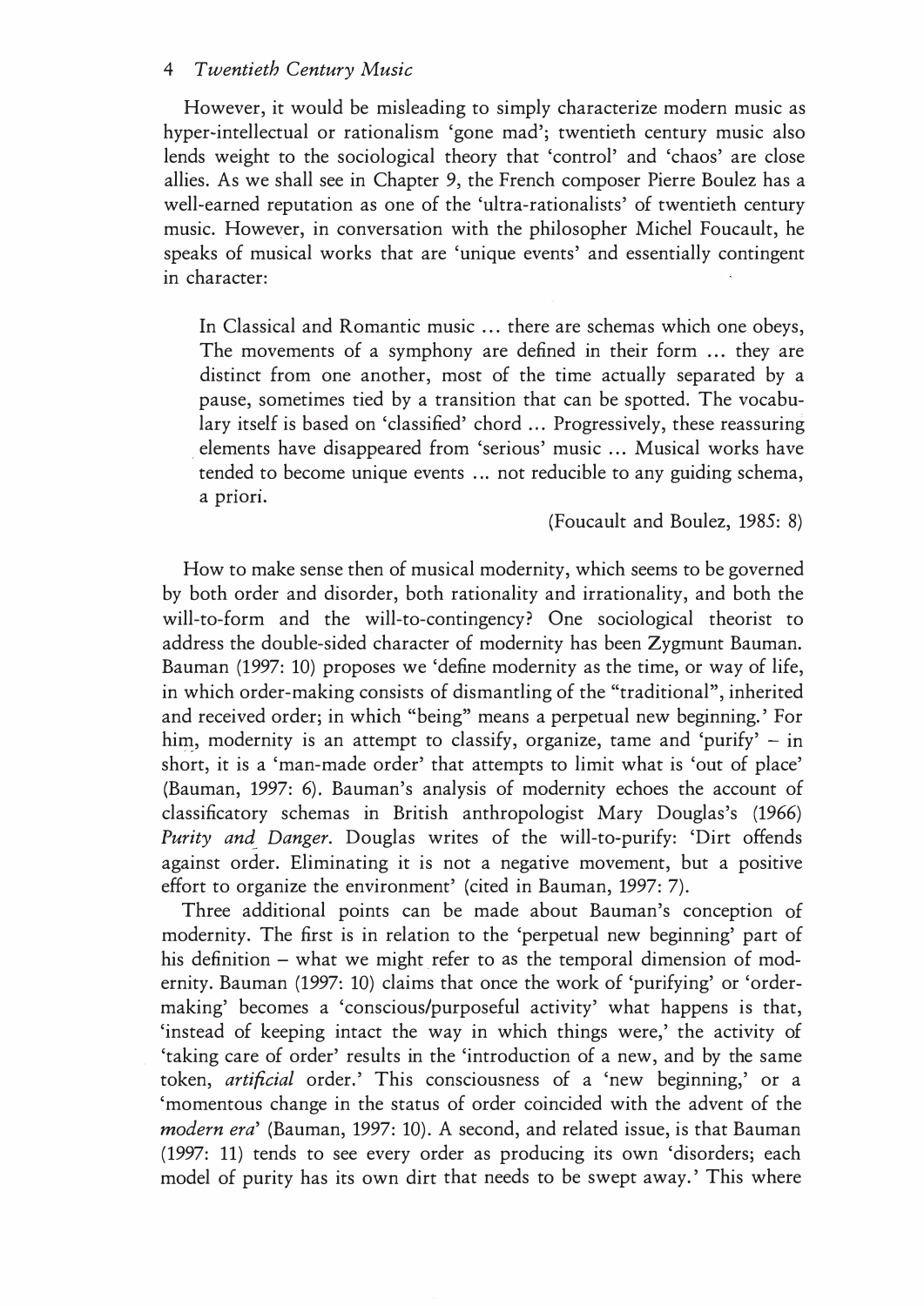However, it would be misleading to simply characterize modern music as hyper-intellectual or rationalism 'gone mad'; twentieth century music also lends weight to the sociological theory that 'control' and 'chaos' are close allies. As we shall see in Chapter 9, the French composer Pierre Boulez has a well-earned reputation as one of the 'ultra-rationalists' of twentieth century music. However, in conversation with the philosopher Michel Foucault, he speaks of musical works that are 'unique events' and essentially contingent in character:

> In Classical and Romantic music ... there are schemas which one obeys, The movements of a symphony are defined in their form ... they are distinct from one another, most of the time actually separated by a pause, sometimes tied by a transition that can be spotted. The vocabulary itself is based on 'classified' chord ... Progressively, these reassuring elements have disappeared from 'serious' music ... Musical works have tended to become unique events ... not reducible to any guiding schema, a priori.
>
> (Foucault and Boulez, 1985: 8)

How to make sense then of musical modernity, which seems to be governed by both order and disorder, both rationality and irrationality, and both the will-to-form and the will-to-contingency? One sociological theorist to address the double-sided character of modernity has been Zygmunt Bauman. Bauman (1997: 10) proposes we 'define modernity as the time, or way of life, in which order-making consists of dismantling of the "traditional", inherited and received order; in which "being" means a perpetual new beginning.' For him, modernity is an attempt to classify, organize, tame and 'purify' – in short, it is a 'man-made order' that attempts to limit what is 'out of place' (Bauman, 1997: 6). Bauman's analysis of modernity echoes the account of classificatory schemas in British anthropologist Mary Douglas's (1966) *Purity and Danger*. Douglas writes of the will-to-purify: 'Dirt offends against order. Eliminating it is not a negative movement, but a positive effort to organize the environment' (cited in Bauman, 1997: 7).

Three additional points can be made about Bauman's conception of modernity. The first is in relation to the 'perpetual new beginning' part of his definition – what we might refer to as the temporal dimension of modernity. Bauman (1997: 10) claims that once the work of 'purifying' or 'order-making' becomes a 'conscious/purposeful activity' what happens is that, 'instead of keeping intact the way in which things were,' the activity of 'taking care of order' results in the 'introduction of a new, and by the same token, *artificial* order.' This consciousness of a 'new beginning,' or a 'momentous change in the status of order coincided with the advent of the *modern era*' (Bauman, 1997: 10). A second, and related issue, is that Bauman (1997: 11) tends to see every order as producing its own 'disorders; each model of purity has its own dirt that needs to be swept away.' This where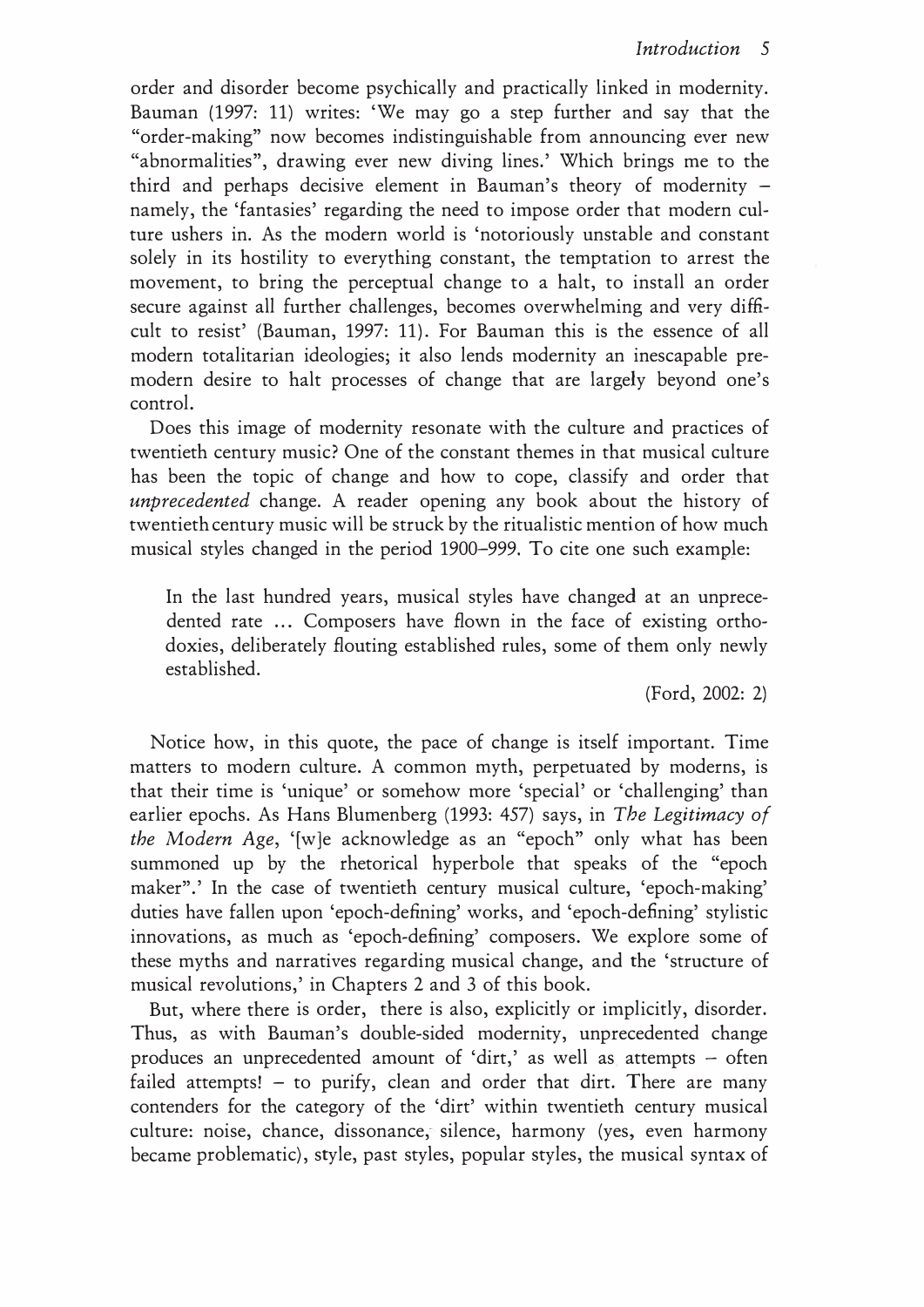order and disorder become psychically and practically linked in modernity. Bauman (1997: 11) writes: 'We may go a step further and say that the "order-making" now becomes indistinguishable from announcing ever new "abnormalities", drawing ever new diving lines.' Which brings me to the third and perhaps decisive element in Bauman's theory of modernity – namely, the 'fantasies' regarding the need to impose order that modern culture ushers in. As the modern world is 'notoriously unstable and constant solely in its hostility to everything constant, the temptation to arrest the movement, to bring the perceptual change to a halt, to install an order secure against all further challenges, becomes overwhelming and very difficult to resist' (Bauman, 1997: 11). For Bauman this is the essence of all modern totalitarian ideologies; it also lends modernity an inescapable pre-modern desire to halt processes of change that are largely beyond one's control.

Does this image of modernity resonate with the culture and practices of twentieth century music? One of the constant themes in that musical culture has been the topic of change and how to cope, classify and order that *unprecedented* change. A reader opening any book about the history of twentieth century music will be struck by the ritualistic mention of how much musical styles changed in the period 1900–999. To cite one such example:

> In the last hundred years, musical styles have changed at an unprecedented rate ... Composers have flown in the face of existing orthodoxies, deliberately flouting established rules, some of them only newly established.
>
> (Ford, 2002: 2)

Notice how, in this quote, the pace of change is itself important. Time matters to modern culture. A common myth, perpetuated by moderns, is that their time is 'unique' or somehow more 'special' or 'challenging' than earlier epochs. As Hans Blumenberg (1993: 457) says, in *The Legitimacy of the Modern Age*, '[w]e acknowledge as an "epoch" only what has been summoned up by the rhetorical hyperbole that speaks of the "epoch maker".' In the case of twentieth century musical culture, 'epoch-making' duties have fallen upon 'epoch-defining' works, and 'epoch-defining' stylistic innovations, as much as 'epoch-defining' composers. We explore some of these myths and narratives regarding musical change, and the 'structure of musical revolutions,' in Chapters 2 and 3 of this book.

But, where there is order, there is also, explicitly or implicitly, disorder. Thus, as with Bauman's double-sided modernity, unprecedented change produces an unprecedented amount of 'dirt,' as well as attempts – often failed attempts! – to purify, clean and order that dirt. There are many contenders for the category of the 'dirt' within twentieth century musical culture: noise, chance, dissonance, silence, harmony (yes, even harmony became problematic), style, past styles, popular styles, the musical syntax of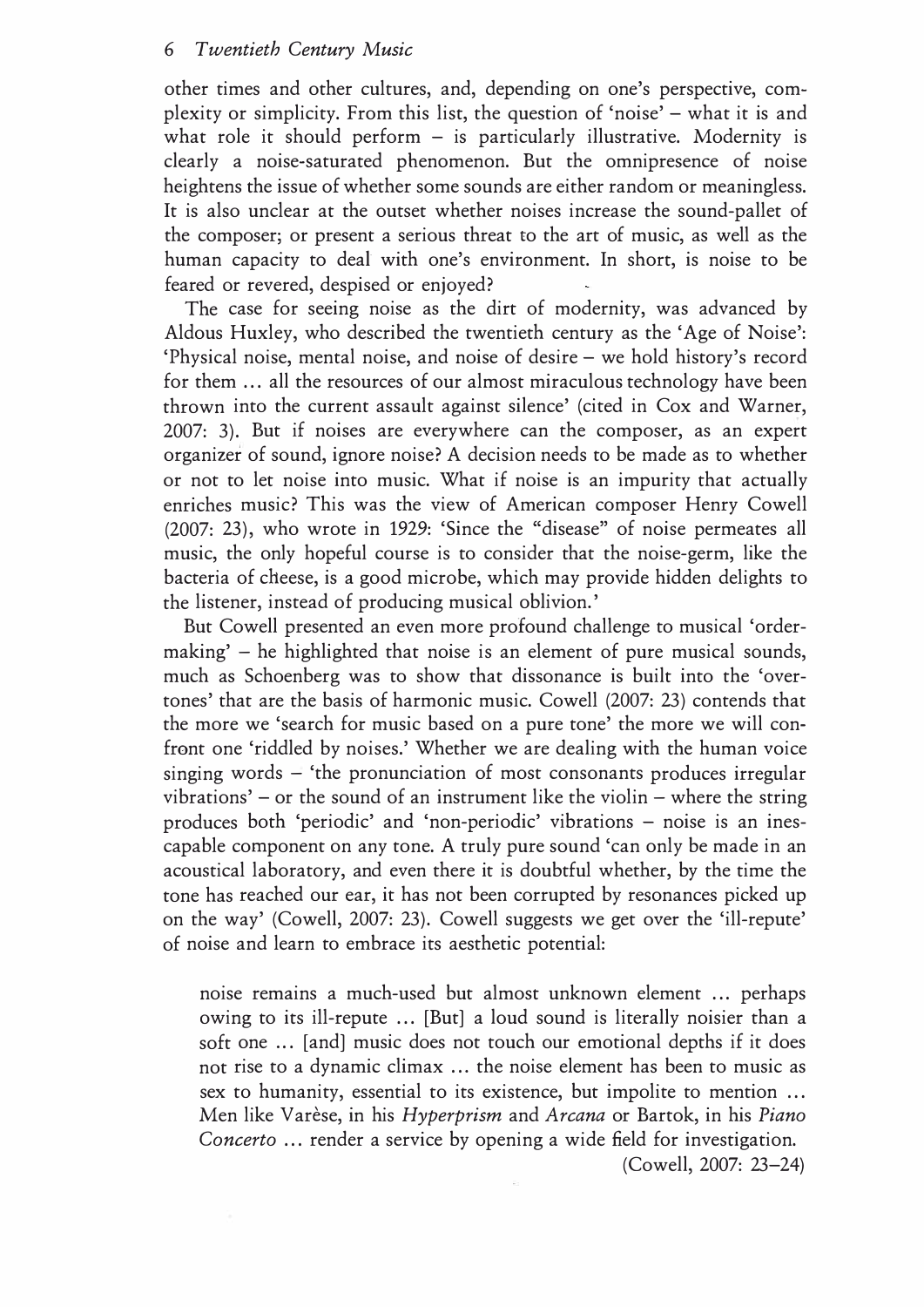other times and other cultures, and, depending on one's perspective, complexity or simplicity. From this list, the question of 'noise' – what it is and what role it should perform – is particularly illustrative. Modernity is clearly a noise-saturated phenomenon. But the omnipresence of noise heightens the issue of whether some sounds are either random or meaningless. It is also unclear at the outset whether noises increase the sound-pallet of the composer; or present a serious threat to the art of music, as well as the human capacity to deal with one's environment. In short, is noise to be feared or revered, despised or enjoyed?

The case for seeing noise as the dirt of modernity, was advanced by Aldous Huxley, who described the twentieth century as the 'Age of Noise': 'Physical noise, mental noise, and noise of desire – we hold history's record for them ... all the resources of our almost miraculous technology have been thrown into the current assault against silence' (cited in Cox and Warner, 2007: 3). But if noises are everywhere can the composer, as an expert organizer of sound, ignore noise? A decision needs to be made as to whether or not to let noise into music. What if noise is an impurity that actually enriches music? This was the view of American composer Henry Cowell (2007: 23), who wrote in 1929: 'Since the "disease" of noise permeates all music, the only hopeful course is to consider that the noise-germ, like the bacteria of cheese, is a good microbe, which may provide hidden delights to the listener, instead of producing musical oblivion.'

But Cowell presented an even more profound challenge to musical 'order-making' – he highlighted that noise is an element of pure musical sounds, much as Schoenberg was to show that dissonance is built into the 'overtones' that are the basis of harmonic music. Cowell (2007: 23) contends that the more we 'search for music based on a pure tone' the more we will confront one 'riddled by noises.' Whether we are dealing with the human voice singing words – 'the pronunciation of most consonants produces irregular vibrations' – or the sound of an instrument like the violin – where the string produces both 'periodic' and 'non-periodic' vibrations – noise is an inescapable component on any tone. A truly pure sound 'can only be made in an acoustical laboratory, and even there it is doubtful whether, by the time the tone has reached our ear, it has not been corrupted by resonances picked up on the way' (Cowell, 2007: 23). Cowell suggests we get over the 'ill-repute' of noise and learn to embrace its aesthetic potential:

> noise remains a much-used but almost unknown element ... perhaps owing to its ill-repute ... [But] a loud sound is literally noisier than a soft one ... [and] music does not touch our emotional depths if it does not rise to a dynamic climax ... the noise element has been to music as sex to humanity, essential to its existence, but impolite to mention ... Men like Varèse, in his *Hyperprism* and *Arcana* or Bartok, in his *Piano Concerto* ... render a service by opening a wide field for investigation.
> (Cowell, 2007: 23–24)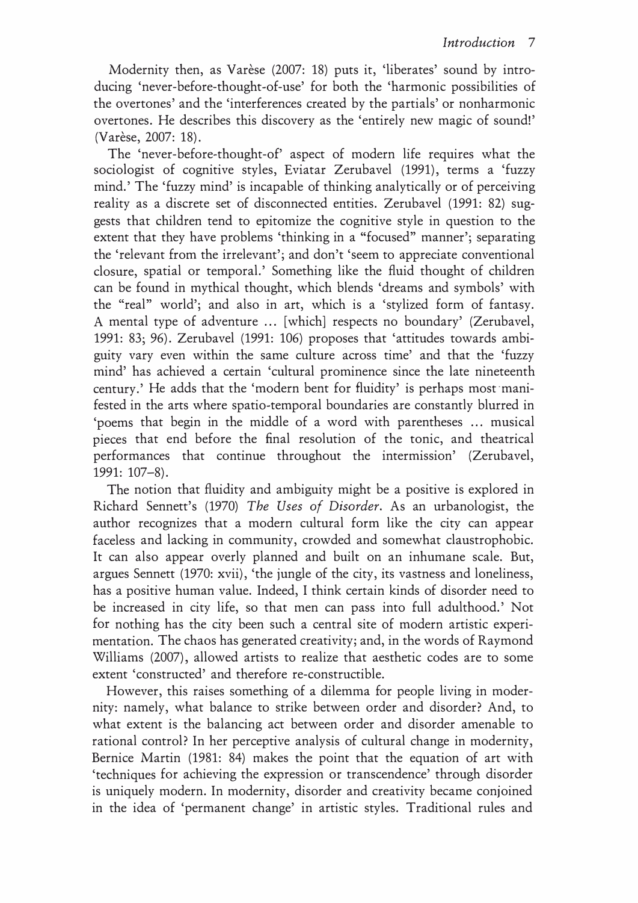Modernity then, as Varèse (2007: 18) puts it, 'liberates' sound by introducing 'never-before-thought-of-use' for both the 'harmonic possibilities of the overtones' and the 'interferences created by the partials' or nonharmonic overtones. He describes this discovery as the 'entirely new magic of sound!' (Varèse, 2007: 18).

The 'never-before-thought-of' aspect of modern life requires what the sociologist of cognitive styles, Eviatar Zerubavel (1991), terms a 'fuzzy mind.' The 'fuzzy mind' is incapable of thinking analytically or of perceiving reality as a discrete set of disconnected entities. Zerubavel (1991: 82) suggests that children tend to epitomize the cognitive style in question to the extent that they have problems 'thinking in a "focused" manner'; separating the 'relevant from the irrelevant'; and don't 'seem to appreciate conventional closure, spatial or temporal.' Something like the fluid thought of children can be found in mythical thought, which blends 'dreams and symbols' with the "real" world'; and also in art, which is a 'stylized form of fantasy. A mental type of adventure ... [which] respects no boundary' (Zerubavel, 1991: 83; 96). Zerubavel (1991: 106) proposes that 'attitudes towards ambiguity vary even within the same culture across time' and that the 'fuzzy mind' has achieved a certain 'cultural prominence since the late nineteenth century.' He adds that the 'modern bent for fluidity' is perhaps most manifested in the arts where spatio-temporal boundaries are constantly blurred in 'poems that begin in the middle of a word with parentheses ... musical pieces that end before the final resolution of the tonic, and theatrical performances that continue throughout the intermission' (Zerubavel, 1991: 107–8).

The notion that fluidity and ambiguity might be a positive is explored in Richard Sennett's (1970) *The Uses of Disorder*. As an urbanologist, the author recognizes that a modern cultural form like the city can appear faceless and lacking in community, crowded and somewhat claustrophobic. It can also appear overly planned and built on an inhumane scale. But, argues Sennett (1970: xvii), 'the jungle of the city, its vastness and loneliness, has a positive human value. Indeed, I think certain kinds of disorder need to be increased in city life, so that men can pass into full adulthood.' Not for nothing has the city been such a central site of modern artistic experimentation. The chaos has generated creativity; and, in the words of Raymond Williams (2007), allowed artists to realize that aesthetic codes are to some extent 'constructed' and therefore re-constructible.

However, this raises something of a dilemma for people living in modernity: namely, what balance to strike between order and disorder? And, to what extent is the balancing act between order and disorder amenable to rational control? In her perceptive analysis of cultural change in modernity, Bernice Martin (1981: 84) makes the point that the equation of art with 'techniques for achieving the expression or transcendence' through disorder is uniquely modern. In modernity, disorder and creativity became conjoined in the idea of 'permanent change' in artistic styles. Traditional rules and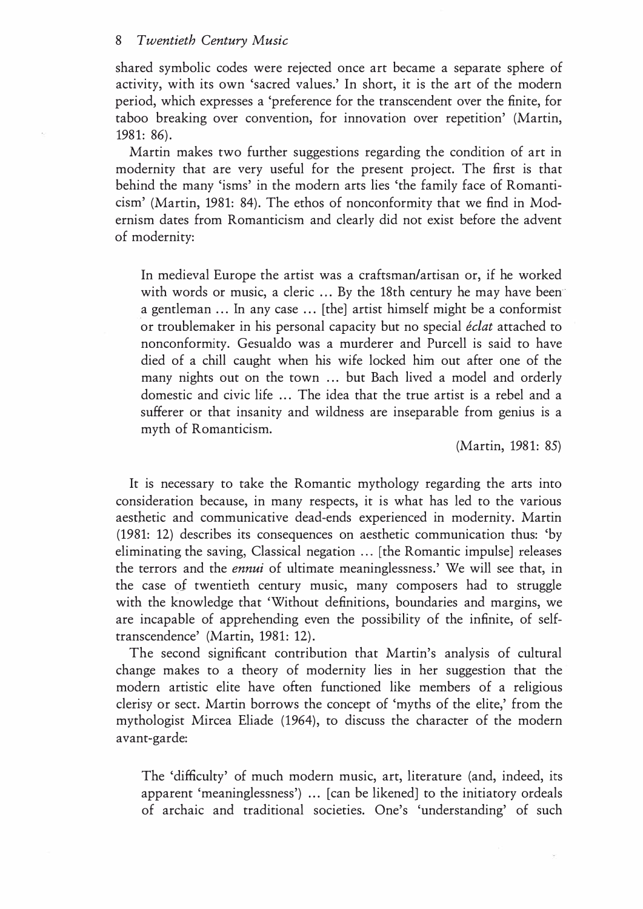shared symbolic codes were rejected once art became a separate sphere of activity, with its own 'sacred values.' In short, it is the art of the modern period, which expresses a 'preference for the transcendent over the finite, for taboo breaking over convention, for innovation over repetition' (Martin, 1981: 86).

Martin makes two further suggestions regarding the condition of art in modernity that are very useful for the present project. The first is that behind the many 'isms' in the modern arts lies 'the family face of Romanticism' (Martin, 1981: 84). The ethos of nonconformity that we find in Modernism dates from Romanticism and clearly did not exist before the advent of modernity:

> In medieval Europe the artist was a craftsman/artisan or, if he worked with words or music, a cleric ... By the 18th century he may have been a gentleman ... In any case ... [the] artist himself might be a conformist or troublemaker in his personal capacity but no special *éclat* attached to nonconformity. Gesualdo was a murderer and Purcell is said to have died of a chill caught when his wife locked him out after one of the many nights out on the town ... but Bach lived a model and orderly domestic and civic life ... The idea that the true artist is a rebel and a sufferer or that insanity and wildness are inseparable from genius is a myth of Romanticism.
>
> (Martin, 1981: 85)

It is necessary to take the Romantic mythology regarding the arts into consideration because, in many respects, it is what has led to the various aesthetic and communicative dead-ends experienced in modernity. Martin (1981: 12) describes its consequences on aesthetic communication thus: 'by eliminating the saving, Classical negation ... [the Romantic impulse] releases the terrors and the *ennui* of ultimate meaninglessness.' We will see that, in the case of twentieth century music, many composers had to struggle with the knowledge that 'Without definitions, boundaries and margins, we are incapable of apprehending even the possibility of the infinite, of self-transcendence' (Martin, 1981: 12).

The second significant contribution that Martin's analysis of cultural change makes to a theory of modernity lies in her suggestion that the modern artistic elite have often functioned like members of a religious clerisy or sect. Martin borrows the concept of 'myths of the elite,' from the mythologist Mircea Eliade (1964), to discuss the character of the modern avant-garde:

> The 'difficulty' of much modern music, art, literature (and, indeed, its apparent 'meaninglessness') ... [can be likened] to the initiatory ordeals of archaic and traditional societies. One's 'understanding' of such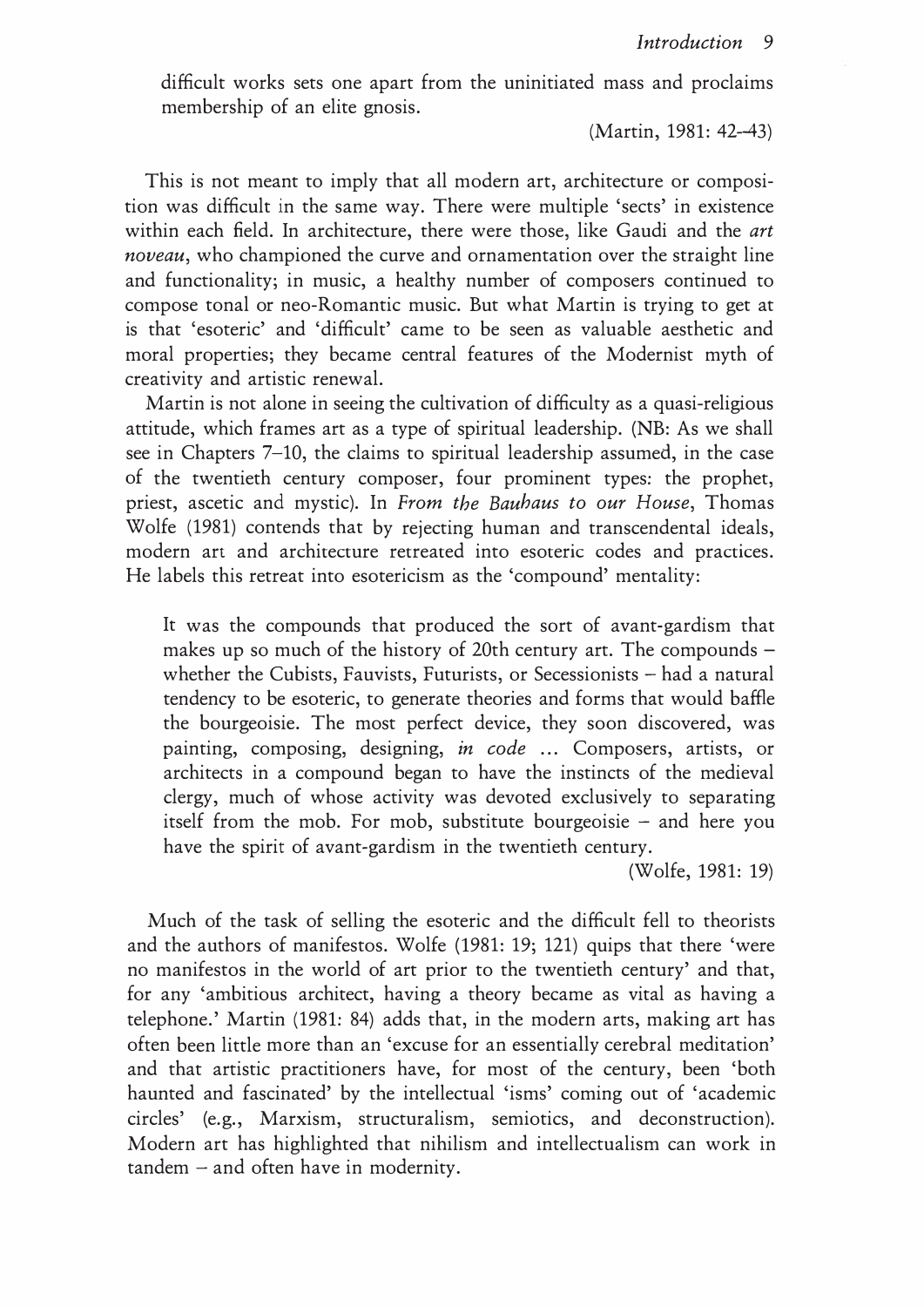difficult works sets one apart from the uninitiated mass and proclaims membership of an elite gnosis.

(Martin, 1981: 42–43)

This is not meant to imply that all modern art, architecture or composition was difficult in the same way. There were multiple 'sects' in existence within each field. In architecture, there were those, like Gaudi and the *art noveau*, who championed the curve and ornamentation over the straight line and functionality; in music, a healthy number of composers continued to compose tonal or neo-Romantic music. But what Martin is trying to get at is that 'esoteric' and 'difficult' came to be seen as valuable aesthetic and moral properties; they became central features of the Modernist myth of creativity and artistic renewal.

Martin is not alone in seeing the cultivation of difficulty as a quasi-religious attitude, which frames art as a type of spiritual leadership. (NB: As we shall see in Chapters 7–10, the claims to spiritual leadership assumed, in the case of the twentieth century composer, four prominent types: the prophet, priest, ascetic and mystic). In *From the Bauhaus to our House*, Thomas Wolfe (1981) contends that by rejecting human and transcendental ideals, modern art and architecture retreated into esoteric codes and practices. He labels this retreat into esotericism as the 'compound' mentality:

> It was the compounds that produced the sort of avant-gardism that makes up so much of the history of 20th century art. The compounds – whether the Cubists, Fauvists, Futurists, or Secessionists – had a natural tendency to be esoteric, to generate theories and forms that would baffle the bourgeoisie. The most perfect device, they soon discovered, was painting, composing, designing, *in code* ... Composers, artists, or architects in a compound began to have the instincts of the medieval clergy, much of whose activity was devoted exclusively to separating itself from the mob. For mob, substitute bourgeoisie – and here you have the spirit of avant-gardism in the twentieth century.
>
> (Wolfe, 1981: 19)

Much of the task of selling the esoteric and the difficult fell to theorists and the authors of manifestos. Wolfe (1981: 19; 121) quips that there 'were no manifestos in the world of art prior to the twentieth century' and that, for any 'ambitious architect, having a theory became as vital as having a telephone.' Martin (1981: 84) adds that, in the modern arts, making art has often been little more than an 'excuse for an essentially cerebral meditation' and that artistic practitioners have, for most of the century, been 'both haunted and fascinated' by the intellectual 'isms' coming out of 'academic circles' (e.g., Marxism, structuralism, semiotics, and deconstruction). Modern art has highlighted that nihilism and intellectualism can work in tandem – and often have in modernity.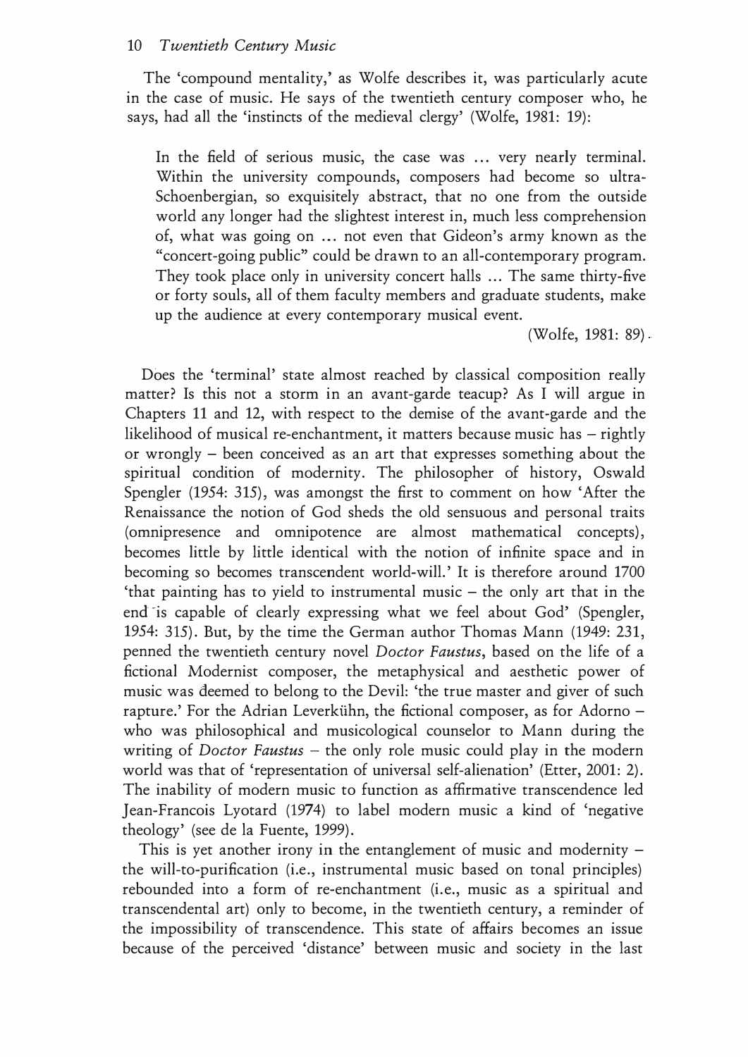The 'compound mentality,' as Wolfe describes it, was particularly acute in the case of music. He says of the twentieth century composer who, he says, had all the 'instincts of the medieval clergy' (Wolfe, 1981: 19):

> In the field of serious music, the case was ... very nearly terminal. Within the university compounds, composers had become so ultra-Schoenbergian, so exquisitely abstract, that no one from the outside world any longer had the slightest interest in, much less comprehension of, what was going on ... not even that Gideon's army known as the "concert-going public" could be drawn to an all-contemporary program. They took place only in university concert halls ... The same thirty-five or forty souls, all of them faculty members and graduate students, make up the audience at every contemporary musical event.
>
> (Wolfe, 1981: 89).

Does the 'terminal' state almost reached by classical composition really matter? Is this not a storm in an avant-garde teacup? As I will argue in Chapters 11 and 12, with respect to the demise of the avant-garde and the likelihood of musical re-enchantment, it matters because music has – rightly or wrongly – been conceived as an art that expresses something about the spiritual condition of modernity. The philosopher of history, Oswald Spengler (1954: 315), was amongst the first to comment on how 'After the Renaissance the notion of God sheds the old sensuous and personal traits (omnipresence and omnipotence are almost mathematical concepts), becomes little by little identical with the notion of infinite space and in becoming so becomes transcendent world-will.' It is therefore around 1700 'that painting has to yield to instrumental music – the only art that in the end is capable of clearly expressing what we feel about God' (Spengler, 1954: 315). But, by the time the German author Thomas Mann (1949: 231, penned the twentieth century novel *Doctor Faustus*, based on the life of a fictional Modernist composer, the metaphysical and aesthetic power of music was deemed to belong to the Devil: 'the true master and giver of such rapture.' For the Adrian Leverkühn, the fictional composer, as for Adorno – who was philosophical and musicological counselor to Mann during the writing of *Doctor Faustus* – the only role music could play in the modern world was that of 'representation of universal self-alienation' (Etter, 2001: 2). The inability of modern music to function as affirmative transcendence led Jean-Francois Lyotard (1974) to label modern music a kind of 'negative theology' (see de la Fuente, 1999).

This is yet another irony in the entanglement of music and modernity – the will-to-purification (i.e., instrumental music based on tonal principles) rebounded into a form of re-enchantment (i.e., music as a spiritual and transcendental art) only to become, in the twentieth century, a reminder of the impossibility of transcendence. This state of affairs becomes an issue because of the perceived 'distance' between music and society in the last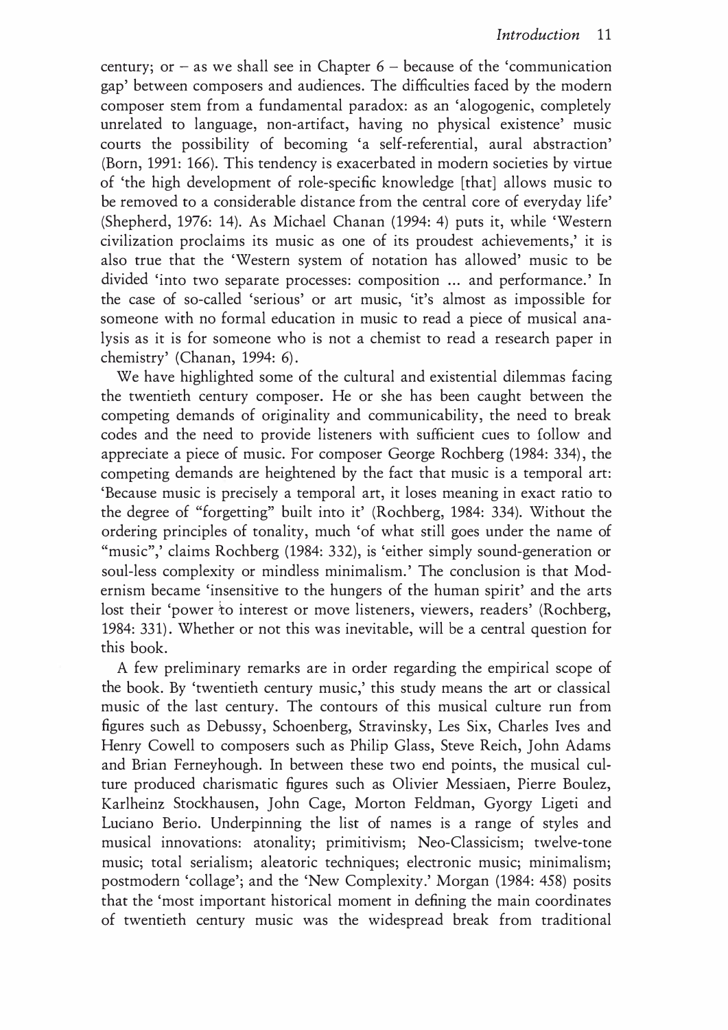century; or – as we shall see in Chapter 6 – because of the 'communication gap' between composers and audiences. The difficulties faced by the modern composer stem from a fundamental paradox: as an 'alogogenic, completely unrelated to language, non-artifact, having no physical existence' music courts the possibility of becoming 'a self-referential, aural abstraction' (Born, 1991: 166). This tendency is exacerbated in modern societies by virtue of 'the high development of role-specific knowledge [that] allows music to be removed to a considerable distance from the central core of everyday life' (Shepherd, 1976: 14). As Michael Chanan (1994: 4) puts it, while 'Western civilization proclaims its music as one of its proudest achievements,' it is also true that the 'Western system of notation has allowed' music to be divided 'into two separate processes: composition ... and performance.' In the case of so-called 'serious' or art music, 'it's almost as impossible for someone with no formal education in music to read a piece of musical analysis as it is for someone who is not a chemist to read a research paper in chemistry' (Chanan, 1994: 6).

We have highlighted some of the cultural and existential dilemmas facing the twentieth century composer. He or she has been caught between the competing demands of originality and communicability, the need to break codes and the need to provide listeners with sufficient cues to follow and appreciate a piece of music. For composer George Rochberg (1984: 334), the competing demands are heightened by the fact that music is a temporal art: 'Because music is precisely a temporal art, it loses meaning in exact ratio to the degree of "forgetting" built into it' (Rochberg, 1984: 334). Without the ordering principles of tonality, much 'of what still goes under the name of "music",' claims Rochberg (1984: 332), is 'either simply sound-generation or soul-less complexity or mindless minimalism.' The conclusion is that Modernism became 'insensitive to the hungers of the human spirit' and the arts lost their 'power to interest or move listeners, viewers, readers' (Rochberg, 1984: 331). Whether or not this was inevitable, will be a central question for this book.

A few preliminary remarks are in order regarding the empirical scope of the book. By 'twentieth century music,' this study means the art or classical music of the last century. The contours of this musical culture run from figures such as Debussy, Schoenberg, Stravinsky, Les Six, Charles Ives and Henry Cowell to composers such as Philip Glass, Steve Reich, John Adams and Brian Ferneyhough. In between these two end points, the musical culture produced charismatic figures such as Olivier Messiaen, Pierre Boulez, Karlheinz Stockhausen, John Cage, Morton Feldman, Gyorgy Ligeti and Luciano Berio. Underpinning the list of names is a range of styles and musical innovations: atonality; primitivism; Neo-Classicism; twelve-tone music; total serialism; aleatoric techniques; electronic music; minimalism; postmodern 'collage'; and the 'New Complexity.' Morgan (1984: 458) posits that the 'most important historical moment in defining the main coordinates of twentieth century music was the widespread break from traditional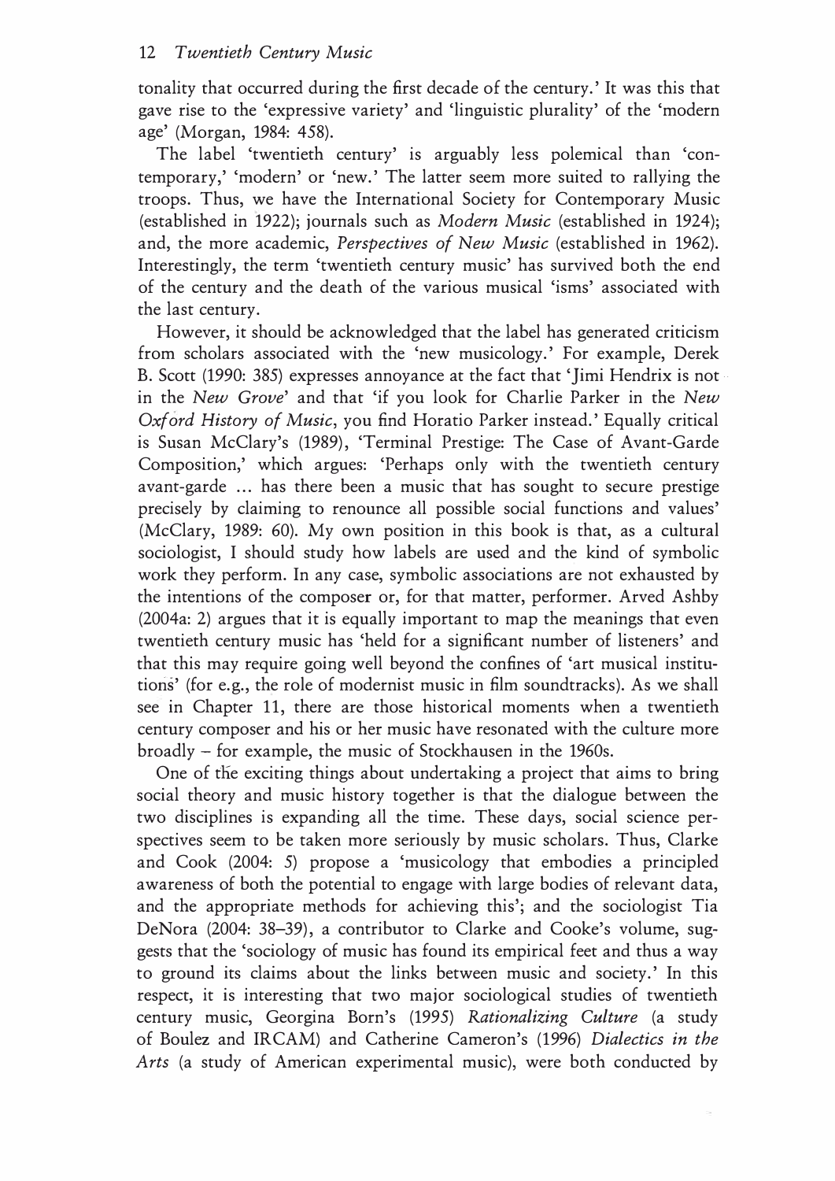tonality that occurred during the first decade of the century.' It was this that gave rise to the 'expressive variety' and 'linguistic plurality' of the 'modern age' (Morgan, 1984: 458).

The label 'twentieth century' is arguably less polemical than 'contemporary,' 'modern' or 'new.' The latter seem more suited to rallying the troops. Thus, we have the International Society for Contemporary Music (established in 1922); journals such as *Modern Music* (established in 1924); and, the more academic, *Perspectives of New Music* (established in 1962). Interestingly, the term 'twentieth century music' has survived both the end of the century and the death of the various musical 'isms' associated with the last century.

However, it should be acknowledged that the label has generated criticism from scholars associated with the 'new musicology.' For example, Derek B. Scott (1990: 385) expresses annoyance at the fact that 'Jimi Hendrix is not in the *New Grove*' and that 'if you look for Charlie Parker in the *New Oxford History of Music*, you find Horatio Parker instead.' Equally critical is Susan McClary's (1989), 'Terminal Prestige: The Case of Avant-Garde Composition,' which argues: 'Perhaps only with the twentieth century avant-garde ... has there been a music that has sought to secure prestige precisely by claiming to renounce all possible social functions and values' (McClary, 1989: 60). My own position in this book is that, as a cultural sociologist, I should study how labels are used and the kind of symbolic work they perform. In any case, symbolic associations are not exhausted by the intentions of the composer or, for that matter, performer. Arved Ashby (2004a: 2) argues that it is equally important to map the meanings that even twentieth century music has 'held for a significant number of listeners' and that this may require going well beyond the confines of 'art musical institutions' (for e.g., the role of modernist music in film soundtracks). As we shall see in Chapter 11, there are those historical moments when a twentieth century composer and his or her music have resonated with the culture more broadly – for example, the music of Stockhausen in the 1960s.

One of the exciting things about undertaking a project that aims to bring social theory and music history together is that the dialogue between the two disciplines is expanding all the time. These days, social science perspectives seem to be taken more seriously by music scholars. Thus, Clarke and Cook (2004: 5) propose a 'musicology that embodies a principled awareness of both the potential to engage with large bodies of relevant data, and the appropriate methods for achieving this'; and the sociologist Tia DeNora (2004: 38–39), a contributor to Clarke and Cooke's volume, suggests that the 'sociology of music has found its empirical feet and thus a way to ground its claims about the links between music and society.' In this respect, it is interesting that two major sociological studies of twentieth century music, Georgina Born's (1995) *Rationalizing Culture* (a study of Boulez and IRCAM) and Catherine Cameron's (1996) *Dialectics in the Arts* (a study of American experimental music), were both conducted by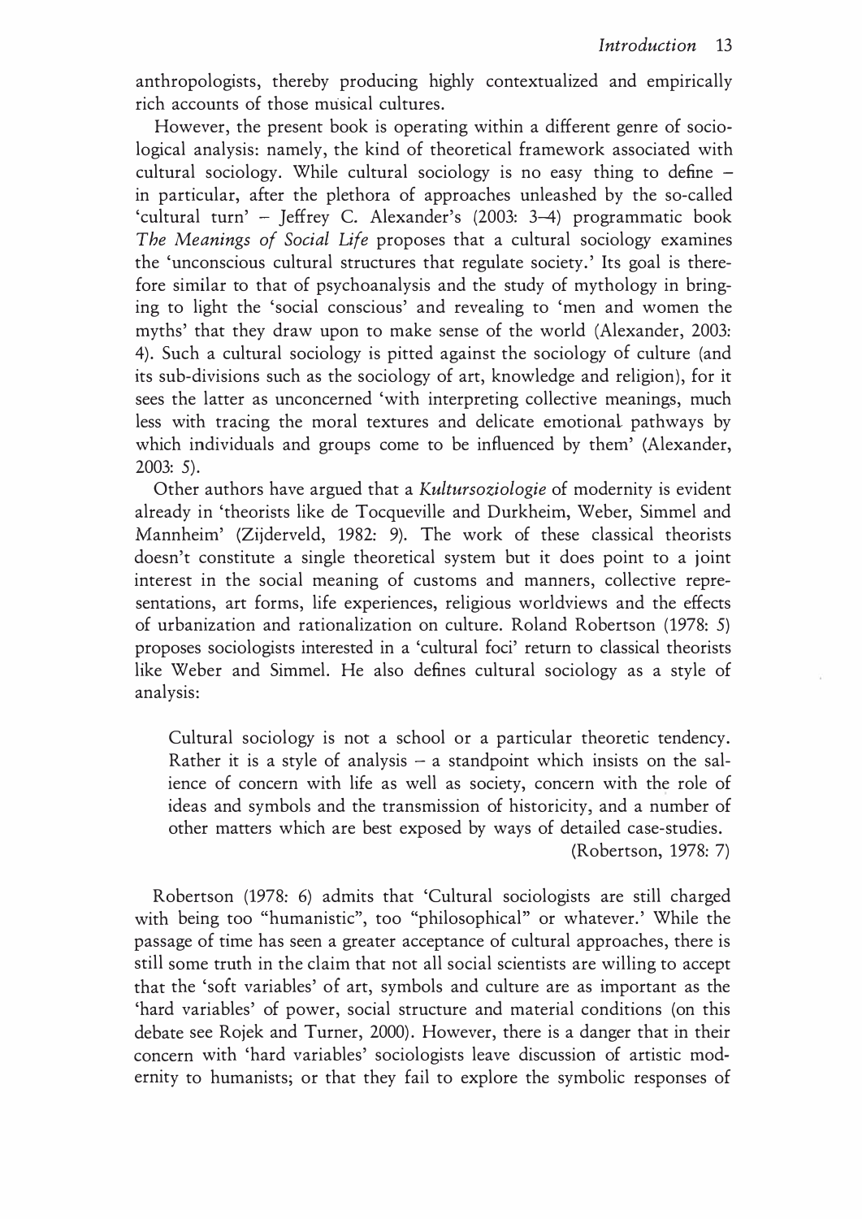anthropologists, thereby producing highly contextualized and empirically rich accounts of those musical cultures.

However, the present book is operating within a different genre of sociological analysis: namely, the kind of theoretical framework associated with cultural sociology. While cultural sociology is no easy thing to define – in particular, after the plethora of approaches unleashed by the so-called 'cultural turn' – Jeffrey C. Alexander's (2003: 3–4) programmatic book *The Meanings of Social Life* proposes that a cultural sociology examines the 'unconscious cultural structures that regulate society.' Its goal is therefore similar to that of psychoanalysis and the study of mythology in bringing to light the 'social conscious' and revealing to 'men and women the myths' that they draw upon to make sense of the world (Alexander, 2003: 4). Such a cultural sociology is pitted against the sociology of culture (and its sub-divisions such as the sociology of art, knowledge and religion), for it sees the latter as unconcerned 'with interpreting collective meanings, much less with tracing the moral textures and delicate emotional pathways by which individuals and groups come to be influenced by them' (Alexander, 2003: 5).

Other authors have argued that a *Kultursoziologie* of modernity is evident already in 'theorists like de Tocqueville and Durkheim, Weber, Simmel and Mannheim' (Zijderveld, 1982: 9). The work of these classical theorists doesn't constitute a single theoretical system but it does point to a joint interest in the social meaning of customs and manners, collective representations, art forms, life experiences, religious worldviews and the effects of urbanization and rationalization on culture. Roland Robertson (1978: 5) proposes sociologists interested in a 'cultural foci' return to classical theorists like Weber and Simmel. He also defines cultural sociology as a style of analysis:

> Cultural sociology is not a school or a particular theoretic tendency. Rather it is a style of analysis – a standpoint which insists on the salience of concern with life as well as society, concern with the role of ideas and symbols and the transmission of historicity, and a number of other matters which are best exposed by ways of detailed case-studies.
> (Robertson, 1978: 7)

Robertson (1978: 6) admits that 'Cultural sociologists are still charged with being too "humanistic", too "philosophical" or whatever.' While the passage of time has seen a greater acceptance of cultural approaches, there is still some truth in the claim that not all social scientists are willing to accept that the 'soft variables' of art, symbols and culture are as important as the 'hard variables' of power, social structure and material conditions (on this debate see Rojek and Turner, 2000). However, there is a danger that in their concern with 'hard variables' sociologists leave discussion of artistic modernity to humanists; or that they fail to explore the symbolic responses of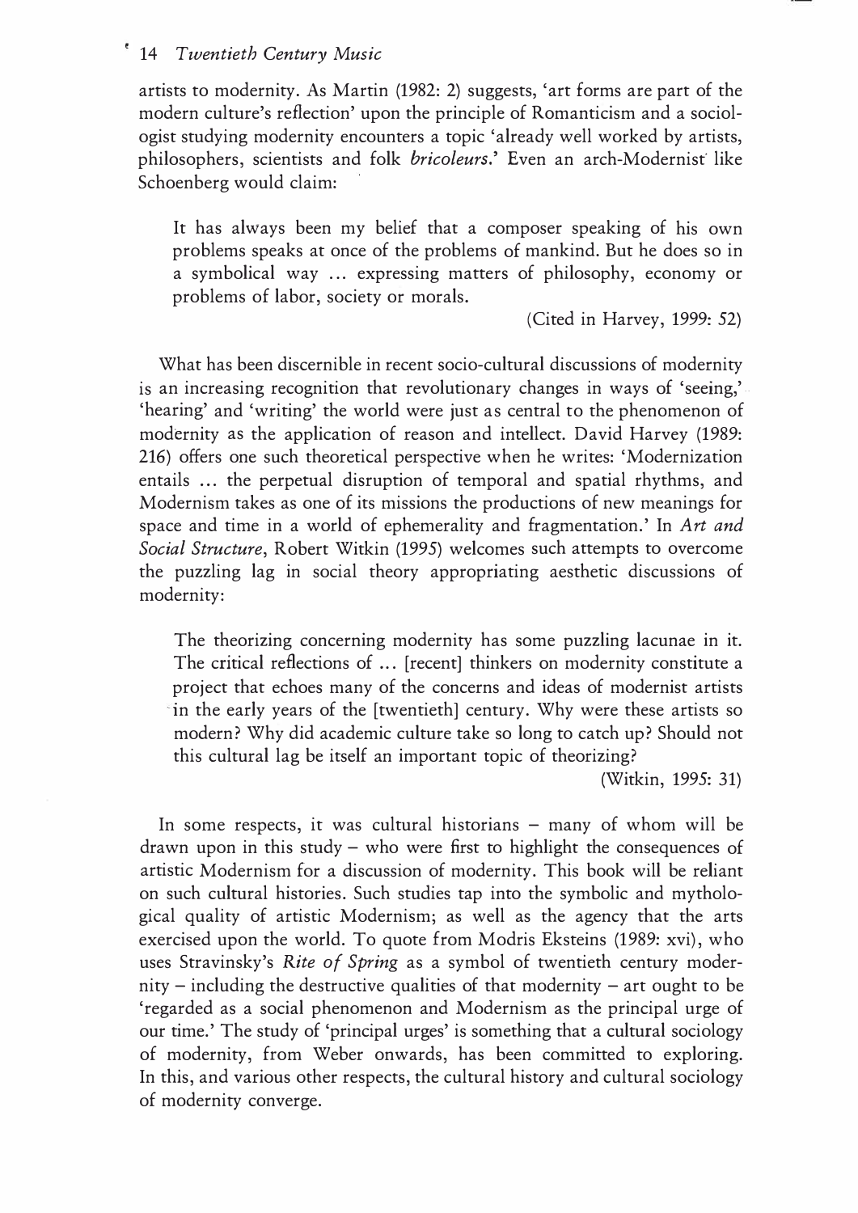artists to modernity. As Martin (1982: 2) suggests, 'art forms are part of the modern culture's reflection' upon the principle of Romanticism and a sociologist studying modernity encounters a topic 'already well worked by artists, philosophers, scientists and folk *bricoleurs*.' Even an arch-Modernist like Schoenberg would claim:

> It has always been my belief that a composer speaking of his own problems speaks at once of the problems of mankind. But he does so in a symbolical way ... expressing matters of philosophy, economy or problems of labor, society or morals.
>
> (Cited in Harvey, 1999: 52)

What has been discernible in recent socio-cultural discussions of modernity is an increasing recognition that revolutionary changes in ways of 'seeing,' 'hearing' and 'writing' the world were just as central to the phenomenon of modernity as the application of reason and intellect. David Harvey (1989: 216) offers one such theoretical perspective when he writes: 'Modernization entails ... the perpetual disruption of temporal and spatial rhythms, and Modernism takes as one of its missions the productions of new meanings for space and time in a world of ephemerality and fragmentation.' In *Art and Social Structure*, Robert Witkin (1995) welcomes such attempts to overcome the puzzling lag in social theory appropriating aesthetic discussions of modernity:

> The theorizing concerning modernity has some puzzling lacunae in it. The critical reflections of ... [recent] thinkers on modernity constitute a project that echoes many of the concerns and ideas of modernist artists in the early years of the [twentieth] century. Why were these artists so modern? Why did academic culture take so long to catch up? Should not this cultural lag be itself an important topic of theorizing?
>
> (Witkin, 1995: 31)

In some respects, it was cultural historians – many of whom will be drawn upon in this study – who were first to highlight the consequences of artistic Modernism for a discussion of modernity. This book will be reliant on such cultural histories. Such studies tap into the symbolic and mythological quality of artistic Modernism; as well as the agency that the arts exercised upon the world. To quote from Modris Eksteins (1989: xvi), who uses Stravinsky's *Rite of Spring* as a symbol of twentieth century modernity – including the destructive qualities of that modernity – art ought to be 'regarded as a social phenomenon and Modernism as the principal urge of our time.' The study of 'principal urges' is something that a cultural sociology of modernity, from Weber onwards, has been committed to exploring. In this, and various other respects, the cultural history and cultural sociology of modernity converge.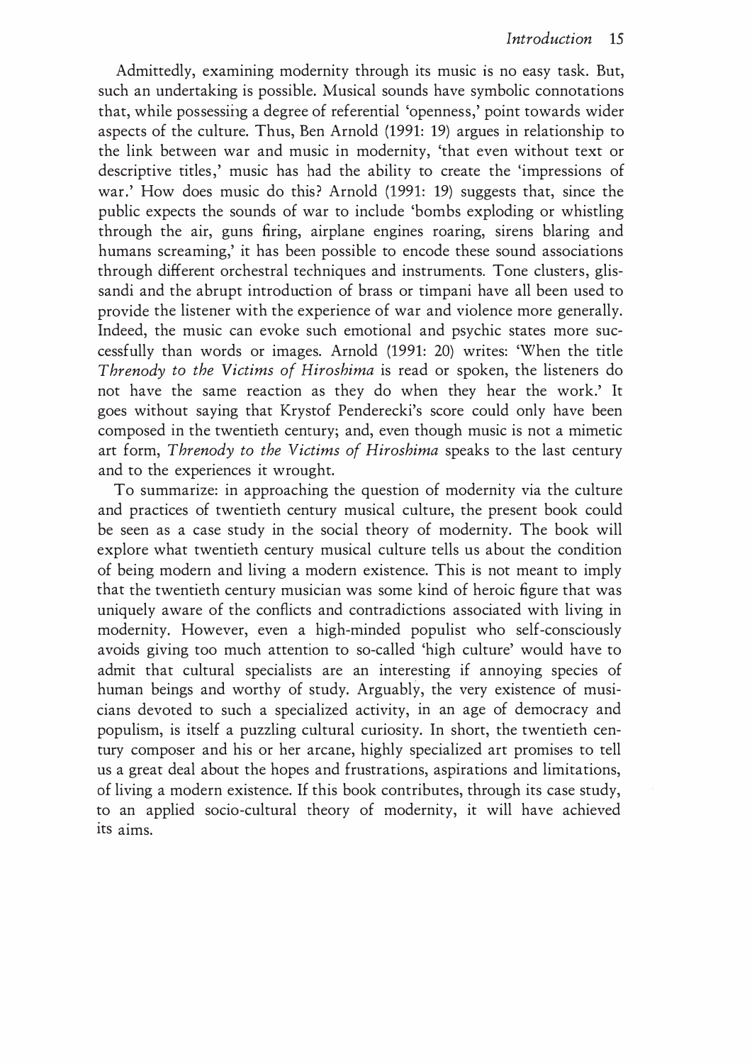Admittedly, examining modernity through its music is no easy task. But, such an undertaking is possible. Musical sounds have symbolic connotations that, while possessing a degree of referential 'openness,' point towards wider aspects of the culture. Thus, Ben Arnold (1991: 19) argues in relationship to the link between war and music in modernity, 'that even without text or descriptive titles,' music has had the ability to create the 'impressions of war.' How does music do this? Arnold (1991: 19) suggests that, since the public expects the sounds of war to include 'bombs exploding or whistling through the air, guns firing, airplane engines roaring, sirens blaring and humans screaming,' it has been possible to encode these sound associations through different orchestral techniques and instruments. Tone clusters, glissandi and the abrupt introduction of brass or timpani have all been used to provide the listener with the experience of war and violence more generally. Indeed, the music can evoke such emotional and psychic states more successfully than words or images. Arnold (1991: 20) writes: 'When the title *Threnody to the Victims of Hiroshima* is read or spoken, the listeners do not have the same reaction as they do when they hear the work.' It goes without saying that Krystof Penderecki's score could only have been composed in the twentieth century; and, even though music is not a mimetic art form, *Threnody to the Victims of Hiroshima* speaks to the last century and to the experiences it wrought.

To summarize: in approaching the question of modernity via the culture and practices of twentieth century musical culture, the present book could be seen as a case study in the social theory of modernity. The book will explore what twentieth century musical culture tells us about the condition of being modern and living a modern existence. This is not meant to imply that the twentieth century musician was some kind of heroic figure that was uniquely aware of the conflicts and contradictions associated with living in modernity. However, even a high-minded populist who self-consciously avoids giving too much attention to so-called 'high culture' would have to admit that cultural specialists are an interesting if annoying species of human beings and worthy of study. Arguably, the very existence of musicians devoted to such a specialized activity, in an age of democracy and populism, is itself a puzzling cultural curiosity. In short, the twentieth century composer and his or her arcane, highly specialized art promises to tell us a great deal about the hopes and frustrations, aspirations and limitations, of living a modern existence. If this book contributes, through its case study, to an applied socio-cultural theory of modernity, it will have achieved its aims.